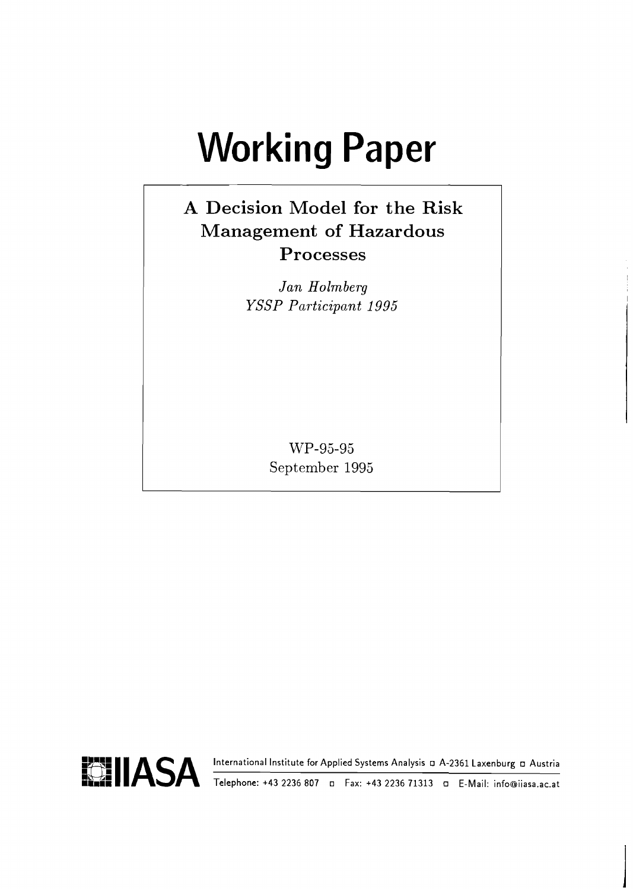# Working Paper

## A Decision Model for the Risk Management of Hazardous Processes

*Jan Holmberg*
*YSSP Participant 1995*

WP-95-95
September 1995

IIASA International Institute for Applied Systems Analysis ▫ A-2361 Laxenburg ▫ Austria

Telephone: +43 2236 807 ▫ Fax: +43 2236 71313 ▫ E-Mail: info@iiasa.ac.at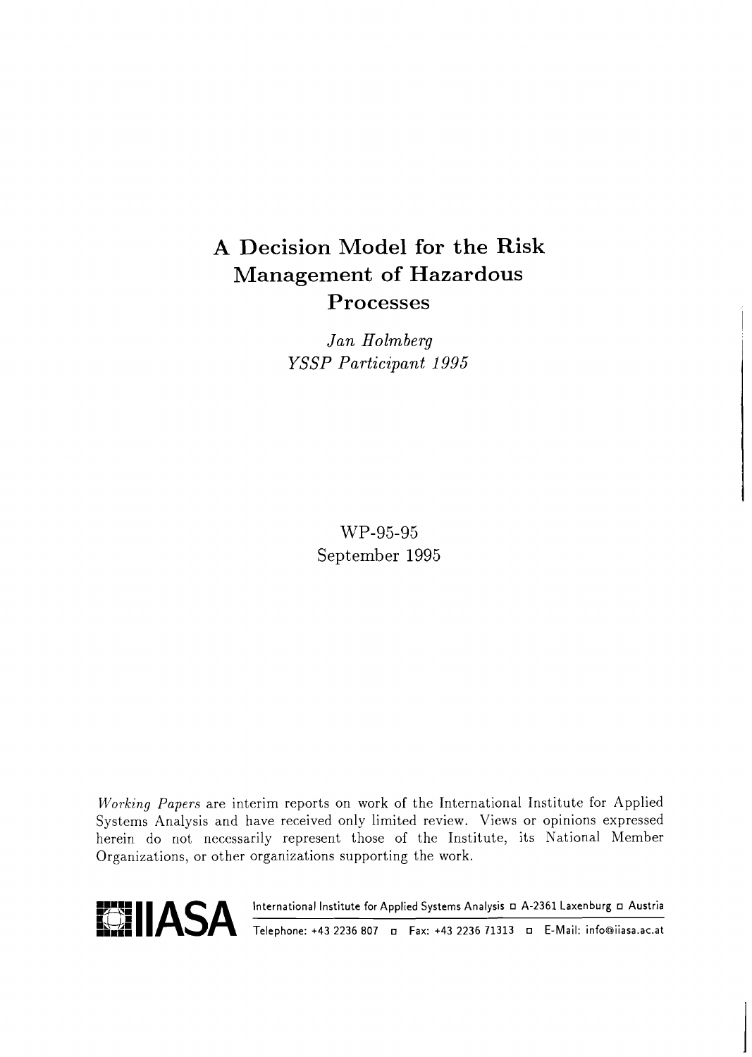# A Decision Model for the Risk Management of Hazardous Processes

*Jan Holmberg*
*YSSP Participant 1995*

WP-95-95
September 1995

*Working Papers* are interim reports on work of the International Institute for Applied Systems Analysis and have received only limited review. Views or opinions expressed herein do not necessarily represent those of the Institute, its National Member Organizations, or other organizations supporting the work.

**IIASA** International Institute for Applied Systems Analysis ◻ A-2361 Laxenburg ◻ Austria
Telephone: +43 2236 807 ◻ Fax: +43 2236 71313 ◻ E-Mail: info@iiasa.ac.at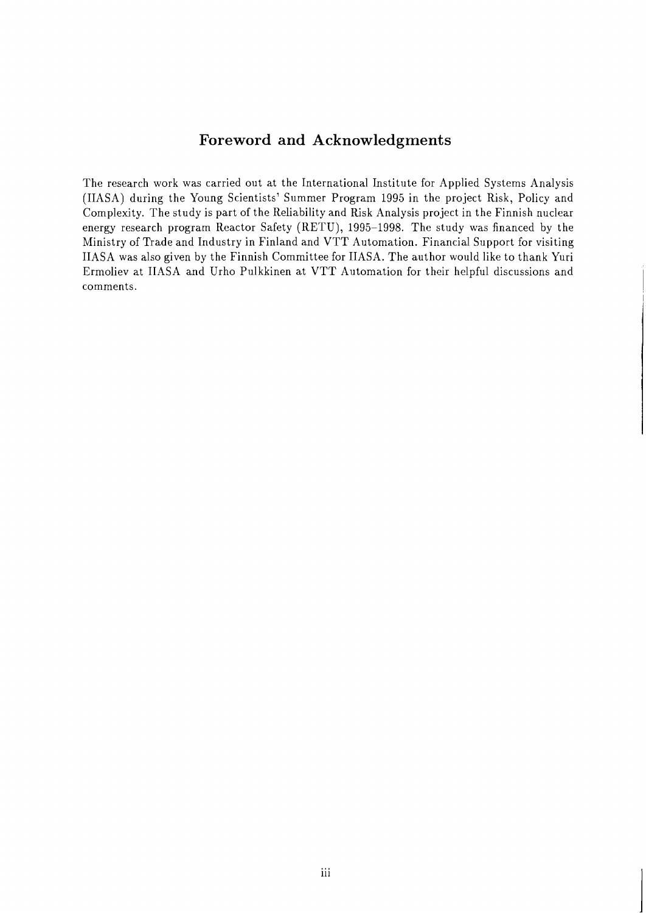## Foreword and Acknowledgments

The research work was carried out at the International Institute for Applied Systems Analysis (IIASA) during the Young Scientists' Summer Program 1995 in the project Risk, Policy and Complexity. The study is part of the Reliability and Risk Analysis project in the Finnish nuclear energy research program Reactor Safety (RETU), 1995–1998. The study was financed by the Ministry of Trade and Industry in Finland and VTT Automation. Financial Support for visiting IIASA was also given by the Finnish Committee for IIASA. The author would like to thank Yuri Ermoliev at IIASA and Urho Pulkkinen at VTT Automation for their helpful discussions and comments.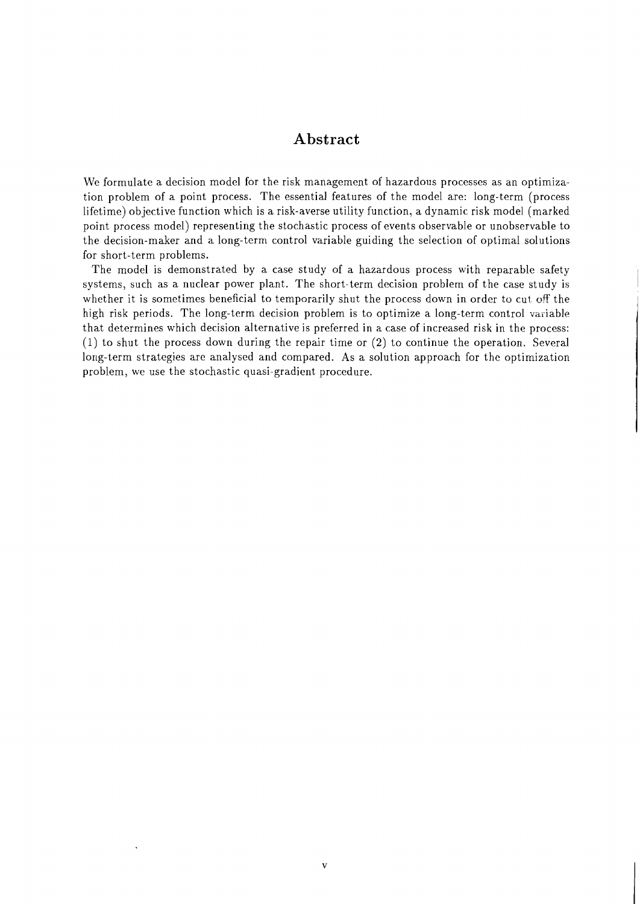# Abstract

We formulate a decision model for the risk management of hazardous processes as an optimization problem of a point process. The essential features of the model are: long-term (process lifetime) objective function which is a risk-averse utility function, a dynamic risk model (marked point process model) representing the stochastic process of events observable or unobservable to the decision-maker and a long-term control variable guiding the selection of optimal solutions for short-term problems.

The model is demonstrated by a case study of a hazardous process with reparable safety systems, such as a nuclear power plant. The short-term decision problem of the case study is whether it is sometimes beneficial to temporarily shut the process down in order to cut off the high risk periods. The long-term decision problem is to optimize a long-term control variable that determines which decision alternative is preferred in a case of increased risk in the process: (1) to shut the process down during the repair time or (2) to continue the operation. Several long-term strategies are analysed and compared. As a solution approach for the optimization problem, we use the stochastic quasi-gradient procedure.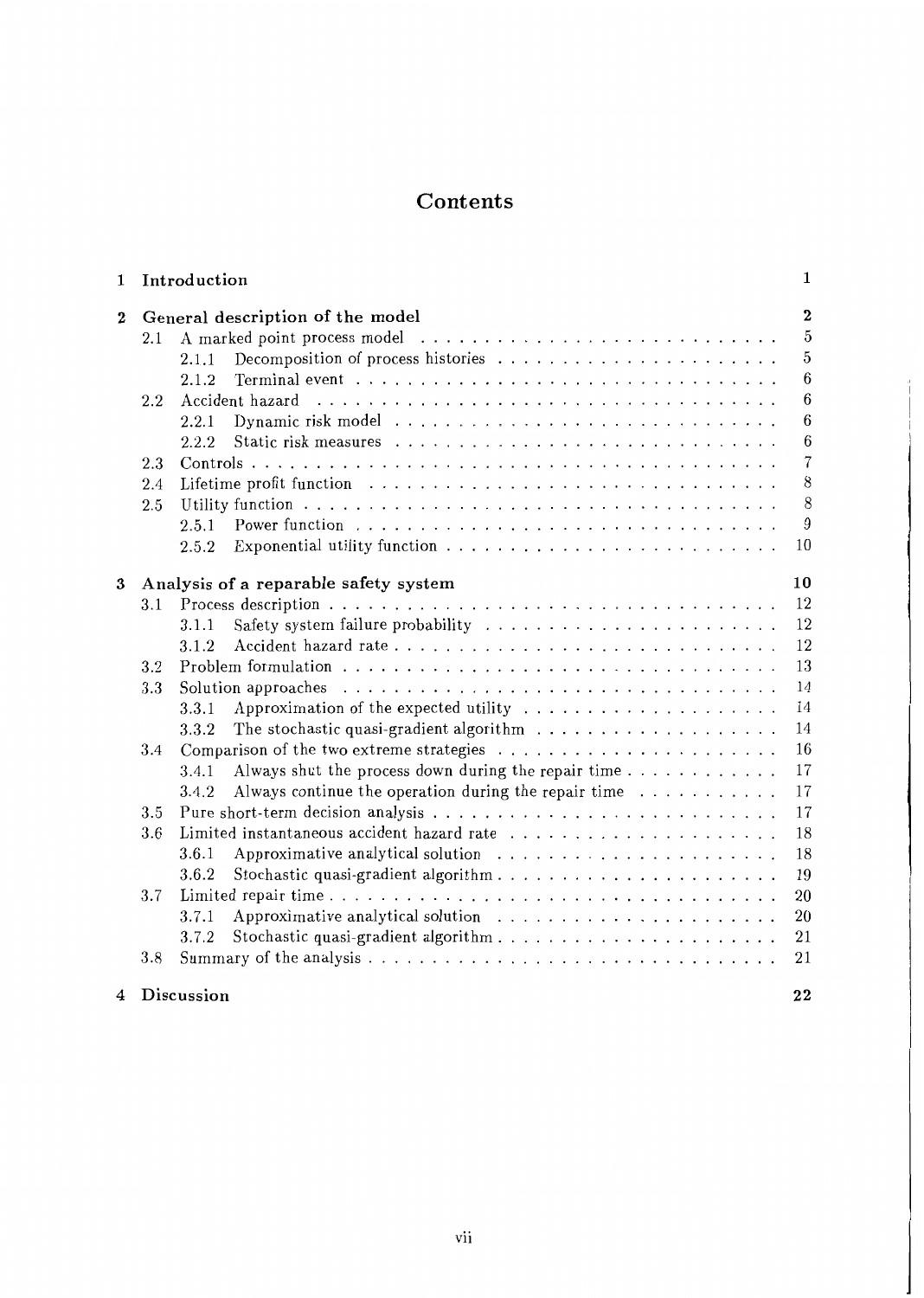# Contents

| | | |
|---|---|---|
| **1** | **Introduction** | **1** |
| **2** | **General description of the model** | **2** |
| | 2.1 A marked point process model | 5 |
| | 2.1.1 Decomposition of process histories | 5 |
| | 2.1.2 Terminal event | 6 |
| | 2.2 Accident hazard | 6 |
| | 2.2.1 Dynamic risk model | 6 |
| | 2.2.2 Static risk measures | 6 |
| | 2.3 Controls | 7 |
| | 2.4 Lifetime profit function | 8 |
| | 2.5 Utility function | 8 |
| | 2.5.1 Power function | 9 |
| | 2.5.2 Exponential utility function | 10 |
| **3** | **Analysis of a reparable safety system** | **10** |
| | 3.1 Process description | 12 |
| | 3.1.1 Safety system failure probability | 12 |
| | 3.1.2 Accident hazard rate | 12 |
| | 3.2 Problem formulation | 13 |
| | 3.3 Solution approaches | 14 |
| | 3.3.1 Approximation of the expected utility | 14 |
| | 3.3.2 The stochastic quasi-gradient algorithm | 14 |
| | 3.4 Comparison of the two extreme strategies | 16 |
| | 3.4.1 Always shut the process down during the repair time | 17 |
| | 3.4.2 Always continue the operation during the repair time | 17 |
| | 3.5 Pure short-term decision analysis | 17 |
| | 3.6 Limited instantaneous accident hazard rate | 18 |
| | 3.6.1 Approximative analytical solution | 18 |
| | 3.6.2 Stochastic quasi-gradient algorithm | 19 |
| | 3.7 Limited repair time | 20 |
| | 3.7.1 Approximative analytical solution | 20 |
| | 3.7.2 Stochastic quasi-gradient algorithm | 21 |
| | 3.8 Summary of the analysis | 21 |
| **4** | **Discussion** | **22** |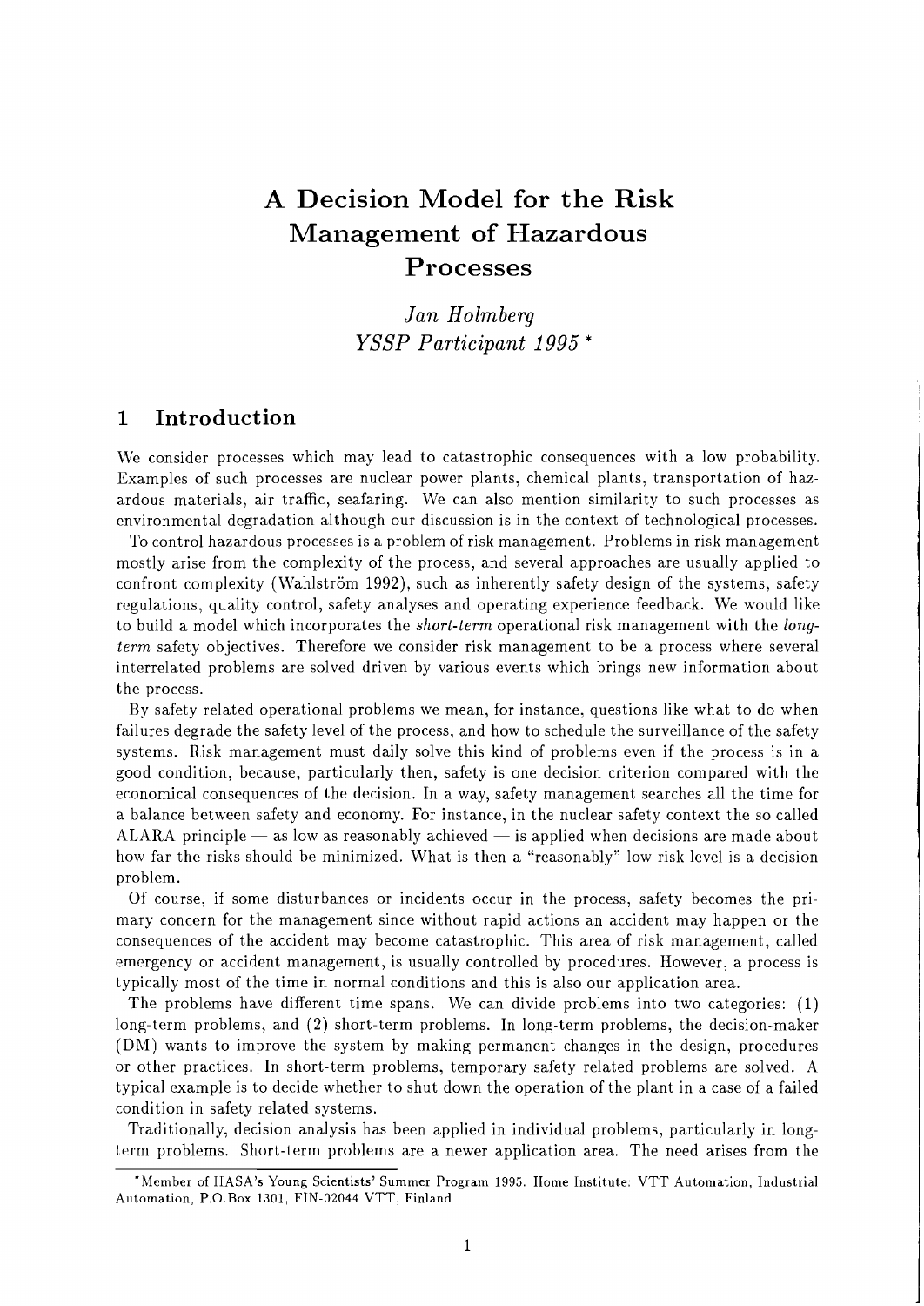# A Decision Model for the Risk Management of Hazardous Processes

*Jan Holmberg*
*YSSP Participant 1995* *

## 1 Introduction

We consider processes which may lead to catastrophic consequences with a low probability. Examples of such processes are nuclear power plants, chemical plants, transportation of hazardous materials, air traffic, seafaring. We can also mention similarity to such processes as environmental degradation although our discussion is in the context of technological processes.

To control hazardous processes is a problem of risk management. Problems in risk management mostly arise from the complexity of the process, and several approaches are usually applied to confront complexity (Wahlström 1992), such as inherently safety design of the systems, safety regulations, quality control, safety analyses and operating experience feedback. We would like to build a model which incorporates the *short-term* operational risk management with the *long-term* safety objectives. Therefore we consider risk management to be a process where several interrelated problems are solved driven by various events which brings new information about the process.

By safety related operational problems we mean, for instance, questions like what to do when failures degrade the safety level of the process, and how to schedule the surveillance of the safety systems. Risk management must daily solve this kind of problems even if the process is in a good condition, because, particularly then, safety is one decision criterion compared with the economical consequences of the decision. In a way, safety management searches all the time for a balance between safety and economy. For instance, in the nuclear safety context the so called ALARA principle — as low as reasonably achieved — is applied when decisions are made about how far the risks should be minimized. What is then a "reasonably" low risk level is a decision problem.

Of course, if some disturbances or incidents occur in the process, safety becomes the primary concern for the management since without rapid actions an accident may happen or the consequences of the accident may become catastrophic. This area of risk management, called emergency or accident management, is usually controlled by procedures. However, a process is typically most of the time in normal conditions and this is also our application area.

The problems have different time spans. We can divide problems into two categories: (1) long-term problems, and (2) short-term problems. In long-term problems, the decision-maker (DM) wants to improve the system by making permanent changes in the design, procedures or other practices. In short-term problems, temporary safety related problems are solved. A typical example is to decide whether to shut down the operation of the plant in a case of a failed condition in safety related systems.

Traditionally, decision analysis has been applied in individual problems, particularly in long-term problems. Short-term problems are a newer application area. The need arises from the

*Member of IIASA's Young Scientists' Summer Program 1995. Home Institute: VTT Automation, Industrial Automation, P.O.Box 1301, FIN-02044 VTT, Finland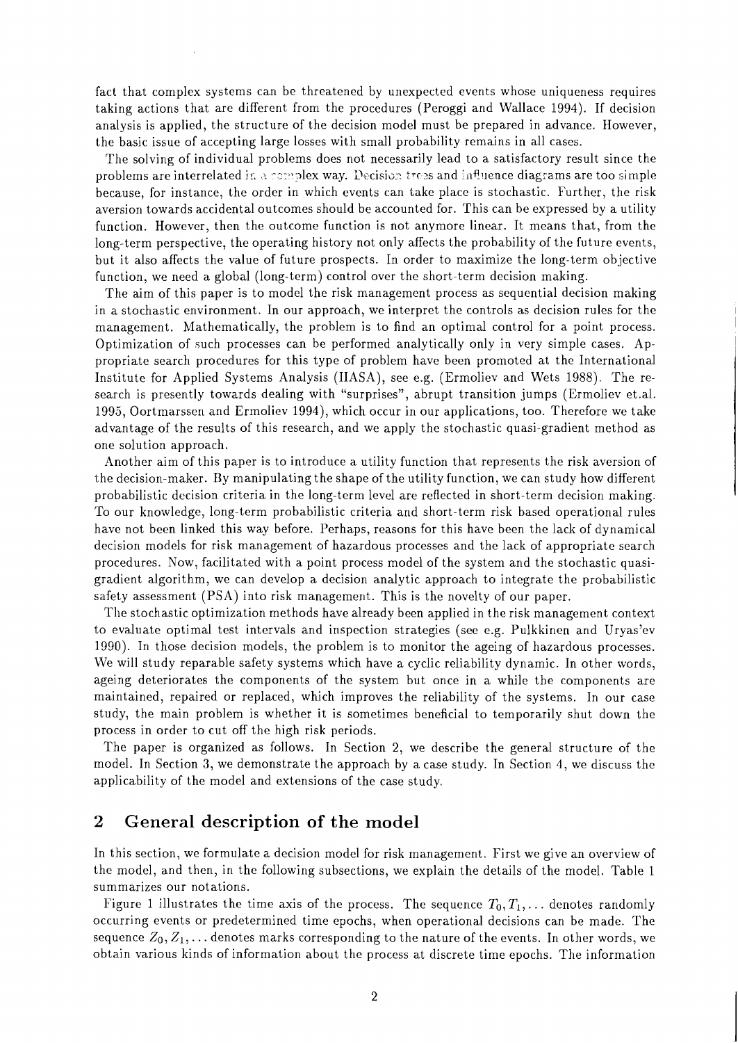fact that complex systems can be threatened by unexpected events whose uniqueness requires taking actions that are different from the procedures (Peroggi and Wallace 1994). If decision analysis is applied, the structure of the decision model must be prepared in advance. However, the basic issue of accepting large losses with small probability remains in all cases.

The solving of individual problems does not necessarily lead to a satisfactory result since the problems are interrelated in a complex way. Decision trees and influence diagrams are too simple because, for instance, the order in which events can take place is stochastic. Further, the risk aversion towards accidental outcomes should be accounted for. This can be expressed by a utility function. However, then the outcome function is not anymore linear. It means that, from the long-term perspective, the operating history not only affects the probability of the future events, but it also affects the value of future prospects. In order to maximize the long-term objective function, we need a global (long-term) control over the short-term decision making.

The aim of this paper is to model the risk management process as sequential decision making in a stochastic environment. In our approach, we interpret the controls as decision rules for the management. Mathematically, the problem is to find an optimal control for a point process. Optimization of such processes can be performed analytically only in very simple cases. Appropriate search procedures for this type of problem have been promoted at the International Institute for Applied Systems Analysis (IIASA), see e.g. (Ermoliev and Wets 1988). The research is presently towards dealing with "surprises", abrupt transition jumps (Ermoliev et.al. 1995, Oortmarssen and Ermoliev 1994), which occur in our applications, too. Therefore we take advantage of the results of this research, and we apply the stochastic quasi-gradient method as one solution approach.

Another aim of this paper is to introduce a utility function that represents the risk aversion of the decision-maker. By manipulating the shape of the utility function, we can study how different probabilistic decision criteria in the long-term level are reflected in short-term decision making. To our knowledge, long-term probabilistic criteria and short-term risk based operational rules have not been linked this way before. Perhaps, reasons for this have been the lack of dynamical decision models for risk management of hazardous processes and the lack of appropriate search procedures. Now, facilitated with a point process model of the system and the stochastic quasi-gradient algorithm, we can develop a decision analytic approach to integrate the probabilistic safety assessment (PSA) into risk management. This is the novelty of our paper.

The stochastic optimization methods have already been applied in the risk management context to evaluate optimal test intervals and inspection strategies (see e.g. Pulkkinen and Uryas'ev 1990). In those decision models, the problem is to monitor the ageing of hazardous processes. We will study reparable safety systems which have a cyclic reliability dynamic. In other words, ageing deteriorates the components of the system but once in a while the components are maintained, repaired or replaced, which improves the reliability of the systems. In our case study, the main problem is whether it is sometimes beneficial to temporarily shut down the process in order to cut off the high risk periods.

The paper is organized as follows. In Section 2, we describe the general structure of the model. In Section 3, we demonstrate the approach by a case study. In Section 4, we discuss the applicability of the model and extensions of the case study.

## 2 General description of the model

In this section, we formulate a decision model for risk management. First we give an overview of the model, and then, in the following subsections, we explain the details of the model. Table 1 summarizes our notations.

Figure 1 illustrates the time axis of the process. The sequence $T_0, T_1, \ldots$ denotes randomly occurring events or predetermined time epochs, when operational decisions can be made. The sequence $Z_0, Z_1, \ldots$ denotes marks corresponding to the nature of the events. In other words, we obtain various kinds of information about the process at discrete time epochs. The information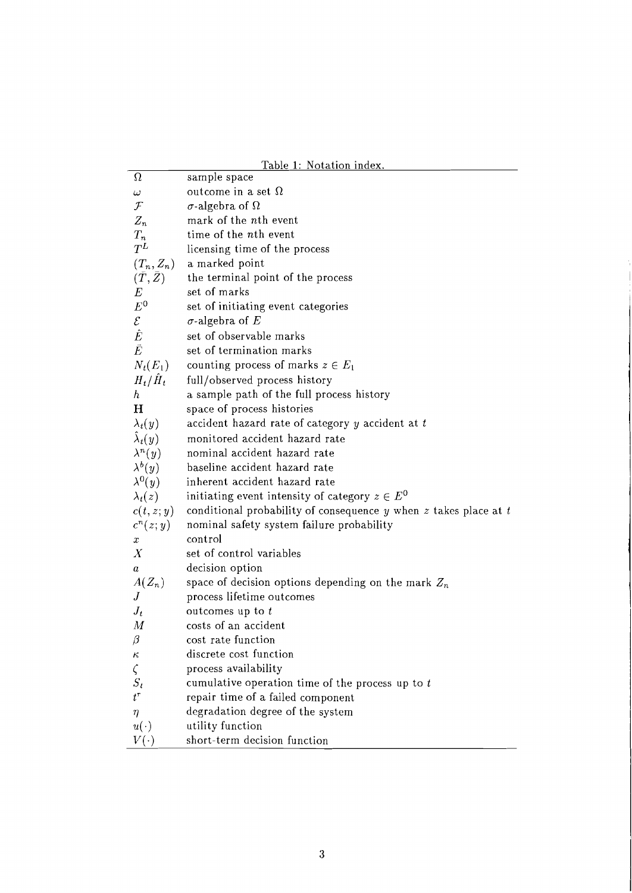Table 1: Notation index.

| | |
|---|---|
| $\Omega$ | sample space |
| $\omega$ | outcome in a set $\Omega$ |
| $\mathcal{F}$ | $\sigma$-algebra of $\Omega$ |
| $Z_n$ | mark of the $n$th event |
| $T_n$ | time of the $n$th event |
| $T^L$ | licensing time of the process |
| $(T_n, Z_n)$ | a marked point |
| $(\bar{T}, \bar{Z})$ | the terminal point of the process |
| $E$ | set of marks |
| $E^0$ | set of initiating event categories |
| $\mathcal{E}$ | $\sigma$-algebra of $E$ |
| $\hat{E}$ | set of observable marks |
| $\bar{E}$ | set of termination marks |
| $N_t(E_1)$ | counting process of marks $z \in E_1$ |
| $H_t/\hat{H}_t$ | full/observed process history |
| $h$ | a sample path of the full process history |
| $\mathbf{H}$ | space of process histories |
| $\lambda_t(y)$ | accident hazard rate of category $y$ accident at $t$ |
| $\hat{\lambda}_t(y)$ | monitored accident hazard rate |
| $\lambda^n(y)$ | nominal accident hazard rate |
| $\lambda^b(y)$ | baseline accident hazard rate |
| $\lambda^0(y)$ | inherent accident hazard rate |
| $\lambda_t(z)$ | initiating event intensity of category $z \in E^0$ |
| $c(t, z; y)$ | conditional probability of consequence $y$ when $z$ takes place at $t$ |
| $c^n(z; y)$ | nominal safety system failure probability |
| $x$ | control |
| $X$ | set of control variables |
| $a$ | decision option |
| $A(Z_n)$ | space of decision options depending on the mark $Z_n$ |
| $J$ | process lifetime outcomes |
| $J_t$ | outcomes up to $t$ |
| $M$ | costs of an accident |
| $\beta$ | cost rate function |
| $\kappa$ | discrete cost function |
| $\zeta$ | process availability |
| $S_t$ | cumulative operation time of the process up to $t$ |
| $t^r$ | repair time of a failed component |
| $\eta$ | degradation degree of the system |
| $u(\cdot)$ | utility function |
| $V(\cdot)$ | short-term decision function |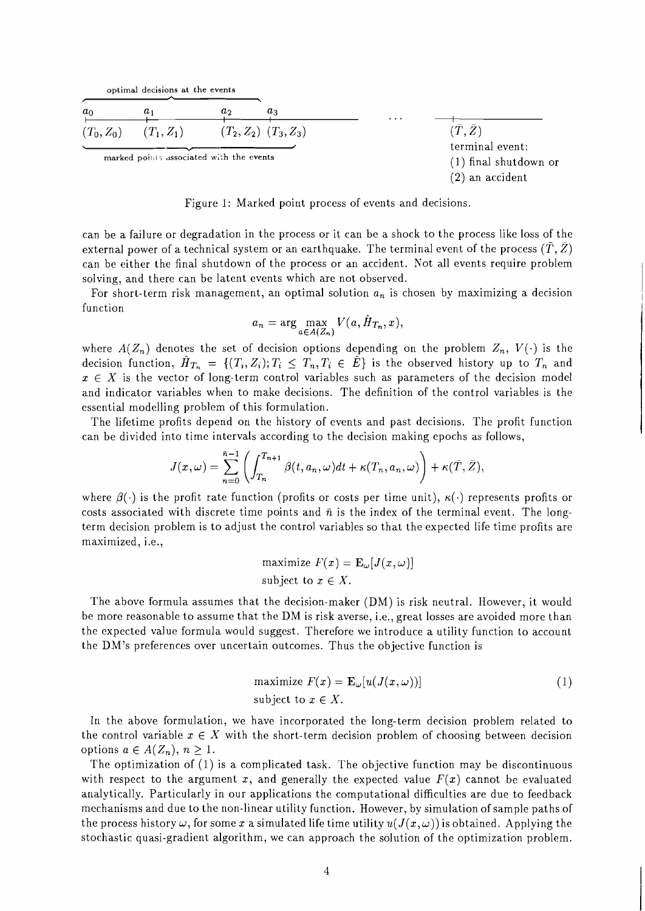optimal decisions at the events

$a_0$ $a_1$ $a_2$ $a_3$ ... 

$(T_0, Z_0)$ $(T_1, Z_1)$ $(T_2, Z_2)$ $(T_3, Z_3)$ ... $(\bar{T}, \bar{Z})$

marked points associated with the events

terminal event:
(1) final shutdown or
(2) an accident

Figure 1: Marked point process of events and decisions.

can be a failure or degradation in the process or it can be a shock to the process like loss of the external power of a technical system or an earthquake. The terminal event of the process $(\bar{T}, \bar{Z})$ can be either the final shutdown of the process or an accident. Not all events require problem solving, and there can be latent events which are not observed.

For short-term risk management, an optimal solution $a_n$ is chosen by maximizing a decision function

$$a_n = \arg \max_{a \in A(Z_n)} V(a, \hat{H}_{T_n}, x),$$

where $A(Z_n)$ denotes the set of decision options depending on the problem $Z_n$, $V(\cdot)$ is the decision function, $\hat{H}_{T_n} = \{(T_i, Z_i); T_i \leq T_n, T_i \in \hat{E}\}$ is the observed history up to $T_n$ and $x \in X$ is the vector of long-term control variables such as parameters of the decision model and indicator variables when to make decisions. The definition of the control variables is the essential modelling problem of this formulation.

The lifetime profits depend on the history of events and past decisions. The profit function can be divided into time intervals according to the decision making epochs as follows,

$$J(x, \omega) = \sum_{n=0}^{\bar{n}-1} \left( \int_{T_n}^{T_{n+1}} \beta(t, a_n, \omega) dt + \kappa(T_n, a_n, \omega) \right) + \kappa(\bar{T}, \bar{Z}),$$

where $\beta(\cdot)$ is the profit rate function (profits or costs per time unit), $\kappa(\cdot)$ represents profits or costs associated with discrete time points and $\bar{n}$ is the index of the terminal event. The long-term decision problem is to adjust the control variables so that the expected life time profits are maximized, i.e.,

$$\begin{aligned} &\text{maximize } F(x) = \mathbf{E}_\omega[J(x, \omega)] \\ &\text{subject to } x \in X. \end{aligned}$$

The above formula assumes that the decision-maker (DM) is risk neutral. However, it would be more reasonable to assume that the DM is risk averse, i.e., great losses are avoided more than the expected value formula would suggest. Therefore we introduce a utility function to account the DM's preferences over uncertain outcomes. Thus the objective function is

$$\begin{aligned} &\text{maximize } F(x) = \mathbf{E}_\omega[u(J(x, \omega))] \\ &\text{subject to } x \in X. \end{aligned} \tag{1}$$

In the above formulation, we have incorporated the long-term decision problem related to the control variable $x \in X$ with the short-term decision problem of choosing between decision options $a \in A(Z_n)$, $n \geq 1$.

The optimization of (1) is a complicated task. The objective function may be discontinuous with respect to the argument $x$, and generally the expected value $F(x)$ cannot be evaluated analytically. Particularly in our applications the computational difficulties are due to feedback mechanisms and due to the non-linear utility function. However, by simulation of sample paths of the process history $\omega$, for some $x$ a simulated life time utility $u(J(x, \omega))$ is obtained. Applying the stochastic quasi-gradient algorithm, we can approach the solution of the optimization problem.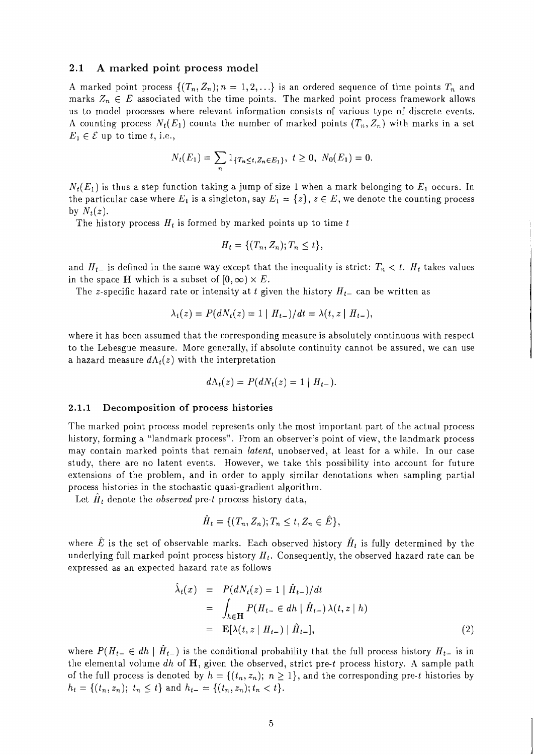### 2.1 A marked point process model

A marked point process $\{(T_n, Z_n); n = 1, 2, \ldots\}$ is an ordered sequence of time points $T_n$ and marks $Z_n \in E$ associated with the time points. The marked point process framework allows us to model processes where relevant information consists of various type of discrete events. A counting process $N_t(E_1)$ counts the number of marked points $(T_n, Z_n)$ with marks in a set $E_1 \in \mathcal{E}$ up to time $t$, i.e.,

$$N_t(E_1) = \sum_n 1_{\{T_n \leq t, Z_n \in E_1\}}, \; t \geq 0, \; N_0(E_1) = 0.$$

$N_t(E_1)$ is thus a step function taking a jump of size 1 when a mark belonging to $E_1$ occurs. In the particular case where $E_1$ is a singleton, say $E_1 = \{z\}$, $z \in E$, we denote the counting process by $N_t(z)$.

The history process $H_t$ is formed by marked points up to time $t$

$$H_t = \{(T_n, Z_n); T_n \leq t\},$$

and $H_{t-}$ is defined in the same way except that the inequality is strict: $T_n < t$. $H_t$ takes values in the space $\mathbf{H}$ which is a subset of $[0, \infty) \times E$.

The $z$-specific hazard rate or intensity at $t$ given the history $H_{t-}$ can be written as

$$\lambda_t(z) = P(dN_t(z) = 1 \mid H_{t-})/dt = \lambda(t, z \mid H_{t-}),$$

where it has been assumed that the corresponding measure is absolutely continuous with respect to the Lebesgue measure. More generally, if absolute continuity cannot be assured, we can use a hazard measure $d\Lambda_t(z)$ with the interpretation

$$d\Lambda_t(z) = P(dN_t(z) = 1 \mid H_{t-}).$$

#### 2.1.1 Decomposition of process histories

The marked point process model represents only the most important part of the actual process history, forming a "landmark process". From an observer's point of view, the landmark process may contain marked points that remain *latent*, unobserved, at least for a while. In our case study, there are no latent events. However, we take this possibility into account for future extensions of the problem, and in order to apply similar denotations when sampling partial process histories in the stochastic quasi-gradient algorithm.

Let $\hat{H}_t$ denote the *observed* pre-$t$ process history data,

$$\hat{H}_t = \{(T_n, Z_n); T_n \leq t, Z_n \in \hat{E}\},$$

where $\hat{E}$ is the set of observable marks. Each observed history $\hat{H}_t$ is fully determined by the underlying full marked point process history $H_t$. Consequently, the observed hazard rate can be expressed as an expected hazard rate as follows

$$\begin{aligned}
\hat{\lambda}_t(x) &= P(dN_t(z) = 1 \mid \hat{H}_{t-})/dt \\
&= \int_{h \in \mathbf{H}} P(H_{t-} \in dh \mid \hat{H}_{t-}) \, \lambda(t, z \mid h) \\
&= \mathbf{E}[\lambda(t, z \mid H_{t-}) \mid \hat{H}_{t-}],
\end{aligned} \tag{2}$$

where $P(H_{t-} \in dh \mid \hat{H}_{t-})$ is the conditional probability that the full process history $H_{t-}$ is in the elemental volume $dh$ of $\mathbf{H}$, given the observed, strict pre-$t$ process history. A sample path of the full process is denoted by $h = \{(t_n, z_n); \; n \geq 1\}$, and the corresponding pre-$t$ histories by $h_t = \{(t_n, z_n); \; t_n \leq t\}$ and $h_{t-} = \{(t_n, z_n); t_n < t\}$.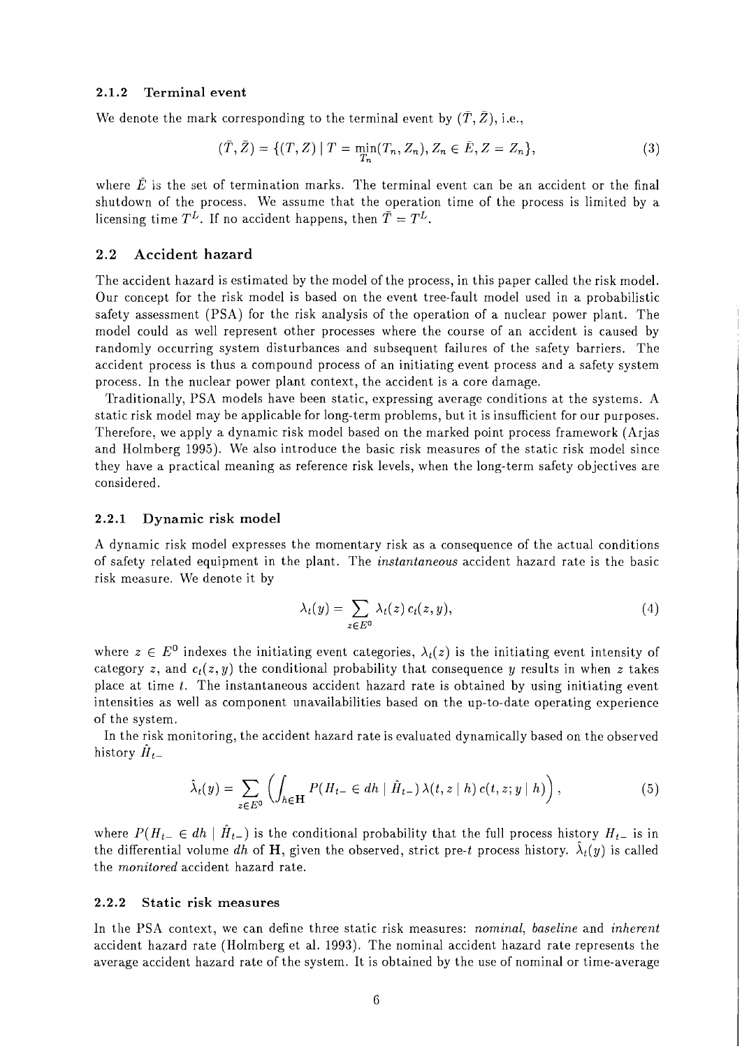### 2.1.2 Terminal event

We denote the mark corresponding to the terminal event by $(\bar{T}, \bar{Z})$, i.e.,

$$(\bar{T}, \bar{Z}) = \{(T, Z) \mid T = \min_{T_n}(T_n, Z_n), Z_n \in \bar{E}, Z = Z_n\}, \tag{3}$$

where $\bar{E}$ is the set of termination marks. The terminal event can be an accident or the final shutdown of the process. We assume that the operation time of the process is limited by a licensing time $T^L$. If no accident happens, then $\bar{T} = T^L$.

## 2.2 Accident hazard

The accident hazard is estimated by the model of the process, in this paper called the risk model. Our concept for the risk model is based on the event tree-fault model used in a probabilistic safety assessment (PSA) for the risk analysis of the operation of a nuclear power plant. The model could as well represent other processes where the course of an accident is caused by randomly occurring system disturbances and subsequent failures of the safety barriers. The accident process is thus a compound process of an initiating event process and a safety system process. In the nuclear power plant context, the accident is a core damage.

Traditionally, PSA models have been static, expressing average conditions at the systems. A static risk model may be applicable for long-term problems, but it is insufficient for our purposes. Therefore, we apply a dynamic risk model based on the marked point process framework (Arjas and Holmberg 1995). We also introduce the basic risk measures of the static risk model since they have a practical meaning as reference risk levels, when the long-term safety objectives are considered.

### 2.2.1 Dynamic risk model

A dynamic risk model expresses the momentary risk as a consequence of the actual conditions of safety related equipment in the plant. The *instantaneous* accident hazard rate is the basic risk measure. We denote it by

$$\lambda_t(y) = \sum_{z \in E^0} \lambda_t(z)\, c_t(z, y), \tag{4}$$

where $z \in E^0$ indexes the initiating event categories, $\lambda_t(z)$ is the initiating event intensity of category $z$, and $c_t(z, y)$ the conditional probability that consequence $y$ results in when $z$ takes place at time $t$. The instantaneous accident hazard rate is obtained by using initiating event intensities as well as component unavailabilities based on the up-to-date operating experience of the system.

In the risk monitoring, the accident hazard rate is evaluated dynamically based on the observed history $\hat{H}_{t-}$

$$\hat{\lambda}_t(y) = \sum_{z \in E^0} \left( \int_{h \in \mathbf{H}} P(H_{t-} \in dh \mid \hat{H}_{t-})\, \lambda(t, z \mid h)\, c(t, z; y \mid h) \right), \tag{5}$$

where $P(H_{t-} \in dh \mid \hat{H}_{t-})$ is the conditional probability that the full process history $H_{t-}$ is in the differential volume $dh$ of $\mathbf{H}$, given the observed, strict pre-$t$ process history. $\hat{\lambda}_t(y)$ is called the *monitored* accident hazard rate.

### 2.2.2 Static risk measures

In the PSA context, we can define three static risk measures: *nominal*, *baseline* and *inherent* accident hazard rate (Holmberg et al. 1993). The nominal accident hazard rate represents the average accident hazard rate of the system. It is obtained by the use of nominal or time-average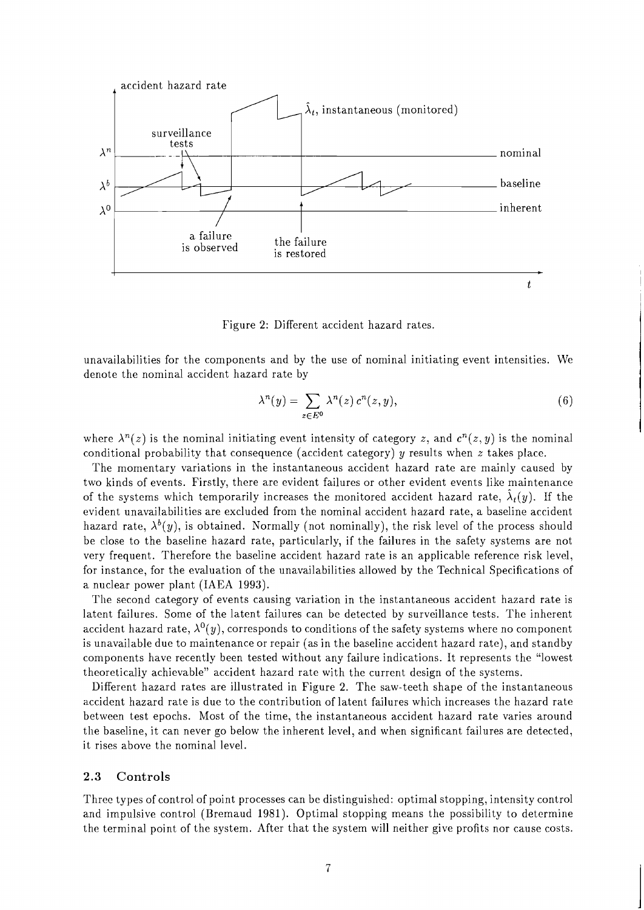Figure 2: Different accident hazard rates.

unavailabilities for the components and by the use of nominal initiating event intensities. We denote the nominal accident hazard rate by

$$\lambda^n(y) = \sum_{z \in E^0} \lambda^n(z)\, c^n(z, y), \tag{6}$$

where $\lambda^n(z)$ is the nominal initiating event intensity of category $z$, and $c^n(z,y)$ is the nominal conditional probability that consequence (accident category) $y$ results when $z$ takes place.

The momentary variations in the instantaneous accident hazard rate are mainly caused by two kinds of events. Firstly, there are evident failures or other evident events like maintenance of the systems which temporarily increases the monitored accident hazard rate, $\hat{\lambda}_t(y)$. If the evident unavailabilities are excluded from the nominal accident hazard rate, a baseline accident hazard rate, $\lambda^b(y)$, is obtained. Normally (not nominally), the risk level of the process should be close to the baseline hazard rate, particularly, if the failures in the safety systems are not very frequent. Therefore the baseline accident hazard rate is an applicable reference risk level, for instance, for the evaluation of the unavailabilities allowed by the Technical Specifications of a nuclear power plant (IAEA 1993).

The second category of events causing variation in the instantaneous accident hazard rate is latent failures. Some of the latent failures can be detected by surveillance tests. The inherent accident hazard rate, $\lambda^0(y)$, corresponds to conditions of the safety systems where no component is unavailable due to maintenance or repair (as in the baseline accident hazard rate), and standby components have recently been tested without any failure indications. It represents the "lowest theoretically achievable" accident hazard rate with the current design of the systems.

Different hazard rates are illustrated in Figure 2. The saw-teeth shape of the instantaneous accident hazard rate is due to the contribution of latent failures which increases the hazard rate between test epochs. Most of the time, the instantaneous accident hazard rate varies around the baseline, it can never go below the inherent level, and when significant failures are detected, it rises above the nominal level.

### 2.3 Controls

Three types of control of point processes can be distinguished: optimal stopping, intensity control and impulsive control (Bremaud 1981). Optimal stopping means the possibility to determine the terminal point of the system. After that the system will neither give profits nor cause costs.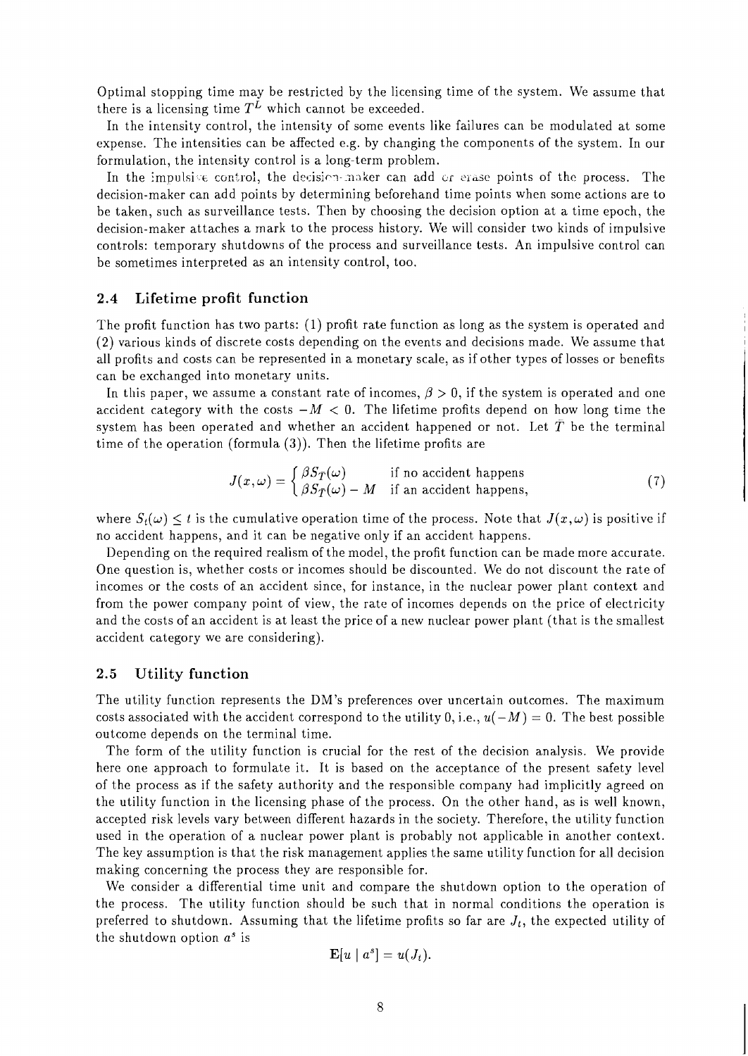Optimal stopping time may be restricted by the licensing time of the system. We assume that there is a licensing time $T^L$ which cannot be exceeded.

In the intensity control, the intensity of some events like failures can be modulated at some expense. The intensities can be affected e.g. by changing the components of the system. In our formulation, the intensity control is a long-term problem.

In the impulsive control, the decision-maker can add or erase points of the process. The decision-maker can add points by determining beforehand time points when some actions are to be taken, such as surveillance tests. Then by choosing the decision option at a time epoch, the decision-maker attaches a mark to the process history. We will consider two kinds of impulsive controls: temporary shutdowns of the process and surveillance tests. An impulsive control can be sometimes interpreted as an intensity control, too.

## 2.4 Lifetime profit function

The profit function has two parts: (1) profit rate function as long as the system is operated and (2) various kinds of discrete costs depending on the events and decisions made. We assume that all profits and costs can be represented in a monetary scale, as if other types of losses or benefits can be exchanged into monetary units.

In this paper, we assume a constant rate of incomes, $\beta > 0$, if the system is operated and one accident category with the costs $-M < 0$. The lifetime profits depend on how long time the system has been operated and whether an accident happened or not. Let $\bar{T}$ be the terminal time of the operation (formula (3)). Then the lifetime profits are

$$J(x,\omega) = \begin{cases} \beta S_{\bar{T}}(\omega) & \text{if no accident happens} \\ \beta S_{\bar{T}}(\omega) - M & \text{if an accident happens,} \end{cases} \tag{7}$$

where $S_t(\omega) \leq t$ is the cumulative operation time of the process. Note that $J(x,\omega)$ is positive if no accident happens, and it can be negative only if an accident happens.

Depending on the required realism of the model, the profit function can be made more accurate. One question is, whether costs or incomes should be discounted. We do not discount the rate of incomes or the costs of an accident since, for instance, in the nuclear power plant context and from the power company point of view, the rate of incomes depends on the price of electricity and the costs of an accident is at least the price of a new nuclear power plant (that is the smallest accident category we are considering).

## 2.5 Utility function

The utility function represents the DM's preferences over uncertain outcomes. The maximum costs associated with the accident correspond to the utility 0, i.e., $u(-M) = 0$. The best possible outcome depends on the terminal time.

The form of the utility function is crucial for the rest of the decision analysis. We provide here one approach to formulate it. It is based on the acceptance of the present safety level of the process as if the safety authority and the responsible company had implicitly agreed on the utility function in the licensing phase of the process. On the other hand, as is well known, accepted risk levels vary between different hazards in the society. Therefore, the utility function used in the operation of a nuclear power plant is probably not applicable in another context. The key assumption is that the risk management applies the same utility function for all decision making concerning the process they are responsible for.

We consider a differential time unit and compare the shutdown option to the operation of the process. The utility function should be such that in normal conditions the operation is preferred to shutdown. Assuming that the lifetime profits so far are $J_t$, the expected utility of the shutdown option $a^s$ is

$$\mathbf{E}[u \mid a^s] = u(J_t).$$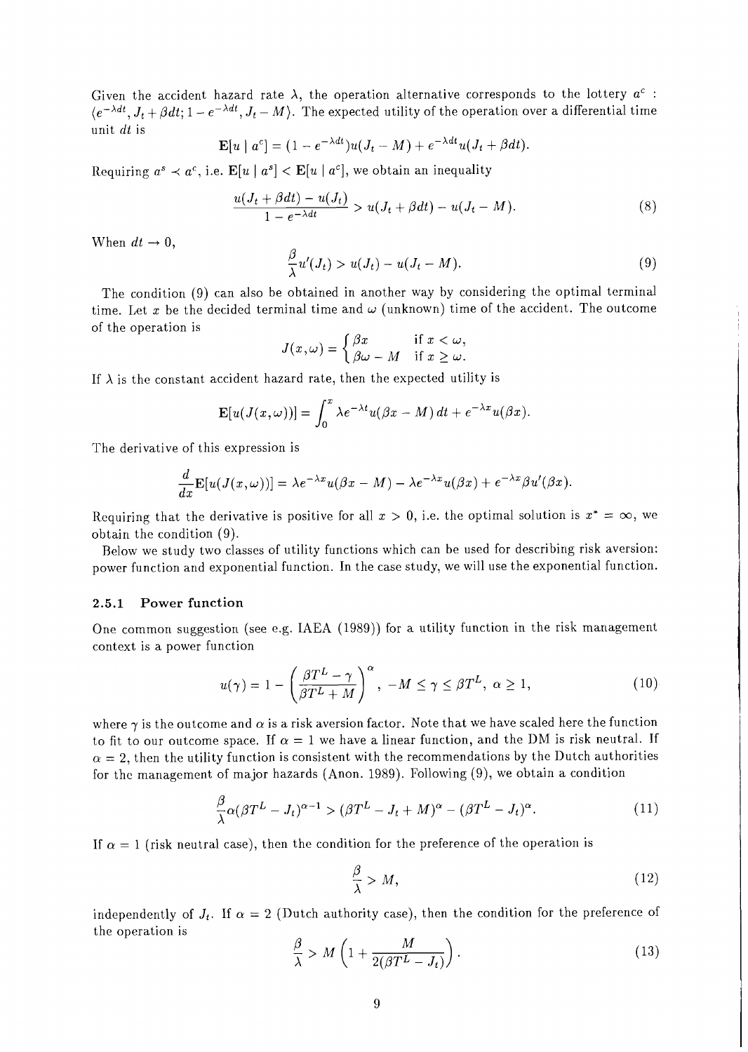Given the accident hazard rate $\lambda$, the operation alternative corresponds to the lottery $a^c$ : $\langle e^{-\lambda dt}, J_t + \beta dt; 1 - e^{-\lambda dt}, J_t - M \rangle$. The expected utility of the operation over a differential time unit $dt$ is

$$\mathbf{E}[u \mid a^c] = (1 - e^{-\lambda dt})u(J_t - M) + e^{-\lambda dt}u(J_t + \beta dt).$$

Requiring $a^s \prec a^c$, i.e. $\mathbf{E}[u \mid a^s] < \mathbf{E}[u \mid a^c]$, we obtain an inequality

$$\frac{u(J_t + \beta dt) - u(J_t)}{1 - e^{-\lambda dt}} > u(J_t + \beta dt) - u(J_t - M). \tag{8}$$

When $dt \to 0$,

$$\frac{\beta}{\lambda}u'(J_t) > u(J_t) - u(J_t - M). \tag{9}$$

The condition (9) can also be obtained in another way by considering the optimal terminal time. Let $x$ be the decided terminal time and $\omega$ (unknown) time of the accident. The outcome of the operation is

$$J(x, \omega) = \begin{cases} \beta x & \text{if } x < \omega, \\ \beta\omega - M & \text{if } x \geq \omega. \end{cases}$$

If $\lambda$ is the constant accident hazard rate, then the expected utility is

$$\mathbf{E}[u(J(x, \omega))] = \int_0^x \lambda e^{-\lambda t} u(\beta x - M)\, dt + e^{-\lambda x}u(\beta x).$$

The derivative of this expression is

$$\frac{d}{dx}\mathbf{E}[u(J(x, \omega))] = \lambda e^{-\lambda x}u(\beta x - M) - \lambda e^{-\lambda x}u(\beta x) + e^{-\lambda x}\beta u'(\beta x).$$

Requiring that the derivative is positive for all $x > 0$, i.e. the optimal solution is $x^* = \infty$, we obtain the condition (9).

Below we study two classes of utility functions which can be used for describing risk aversion: power function and exponential function. In the case study, we will use the exponential function.

### 2.5.1 Power function

One common suggestion (see e.g. IAEA (1989)) for a utility function in the risk management context is a power function

$$u(\gamma) = 1 - \left(\frac{\beta T^L - \gamma}{\beta T^L + M}\right)^\alpha, \; -M \leq \gamma \leq \beta T^L, \; \alpha \geq 1, \tag{10}$$

where $\gamma$ is the outcome and $\alpha$ is a risk aversion factor. Note that we have scaled here the function to fit to our outcome space. If $\alpha = 1$ we have a linear function, and the DM is risk neutral. If $\alpha = 2$, then the utility function is consistent with the recommendations by the Dutch authorities for the management of major hazards (Anon. 1989). Following (9), we obtain a condition

$$\frac{\beta}{\lambda}\alpha(\beta T^L - J_t)^{\alpha-1} > (\beta T^L - J_t + M)^\alpha - (\beta T^L - J_t)^\alpha. \tag{11}$$

If $\alpha = 1$ (risk neutral case), then the condition for the preference of the operation is

$$\frac{\beta}{\lambda} > M, \tag{12}$$

independently of $J_t$. If $\alpha = 2$ (Dutch authority case), then the condition for the preference of the operation is

$$\frac{\beta}{\lambda} > M\left(1 + \frac{M}{2(\beta T^L - J_t)}\right). \tag{13}$$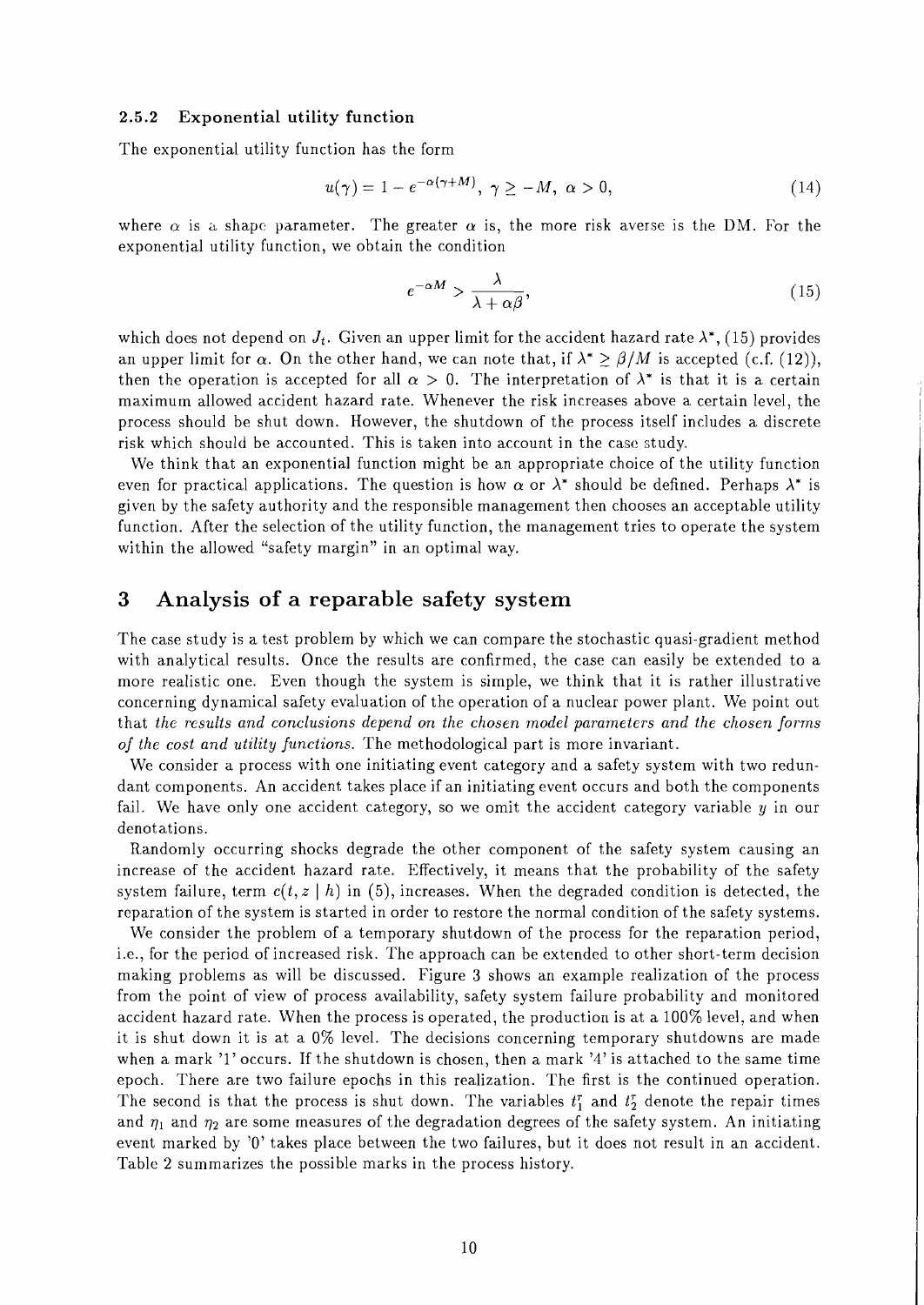### 2.5.2 Exponential utility function

The exponential utility function has the form

$$u(\gamma) = 1 - e^{-\alpha(\gamma+M)},\ \gamma \geq -M,\ \alpha > 0, \tag{14}$$

where $\alpha$ is a shape parameter. The greater $\alpha$ is, the more risk averse is the DM. For the exponential utility function, we obtain the condition

$$e^{-\alpha M} > \frac{\lambda}{\lambda + \alpha\beta}, \tag{15}$$

which does not depend on $J_t$. Given an upper limit for the accident hazard rate $\lambda^*$, (15) provides an upper limit for $\alpha$. On the other hand, we can note that, if $\lambda^* \geq \beta/M$ is accepted (c.f. (12)), then the operation is accepted for all $\alpha > 0$. The interpretation of $\lambda^*$ is that it is a certain maximum allowed accident hazard rate. Whenever the risk increases above a certain level, the process should be shut down. However, the shutdown of the process itself includes a discrete risk which should be accounted. This is taken into account in the case study.

We think that an exponential function might be an appropriate choice of the utility function even for practical applications. The question is how $\alpha$ or $\lambda^*$ should be defined. Perhaps $\lambda^*$ is given by the safety authority and the responsible management then chooses an acceptable utility function. After the selection of the utility function, the management tries to operate the system within the allowed "safety margin" in an optimal way.

# 3 Analysis of a reparable safety system

The case study is a test problem by which we can compare the stochastic quasi-gradient method with analytical results. Once the results are confirmed, the case can easily be extended to a more realistic one. Even though the system is simple, we think that it is rather illustrative concerning dynamical safety evaluation of the operation of a nuclear power plant. We point out that *the results and conclusions depend on the chosen model parameters and the chosen forms of the cost and utility functions.* The methodological part is more invariant.

We consider a process with one initiating event category and a safety system with two redundant components. An accident takes place if an initiating event occurs and both the components fail. We have only one accident category, so we omit the accident category variable $y$ in our denotations.

Randomly occurring shocks degrade the other component of the safety system causing an increase of the accident hazard rate. Effectively, it means that the probability of the safety system failure, term $c(t, z \mid h)$ in (5), increases. When the degraded condition is detected, the reparation of the system is started in order to restore the normal condition of the safety systems.

We consider the problem of a temporary shutdown of the process for the reparation period, i.e., for the period of increased risk. The approach can be extended to other short-term decision making problems as will be discussed. Figure 3 shows an example realization of the process from the point of view of process availability, safety system failure probability and monitored accident hazard rate. When the process is operated, the production is at a 100% level, and when it is shut down it is at a 0% level. The decisions concerning temporary shutdowns are made when a mark '1' occurs. If the shutdown is chosen, then a mark '4' is attached to the same time epoch. There are two failure epochs in this realization. The first is the continued operation. The second is that the process is shut down. The variables $t_1^r$ and $t_2^r$ denote the repair times and $\eta_1$ and $\eta_2$ are some measures of the degradation degrees of the safety system. An initiating event marked by '0' takes place between the two failures, but it does not result in an accident. Table 2 summarizes the possible marks in the process history.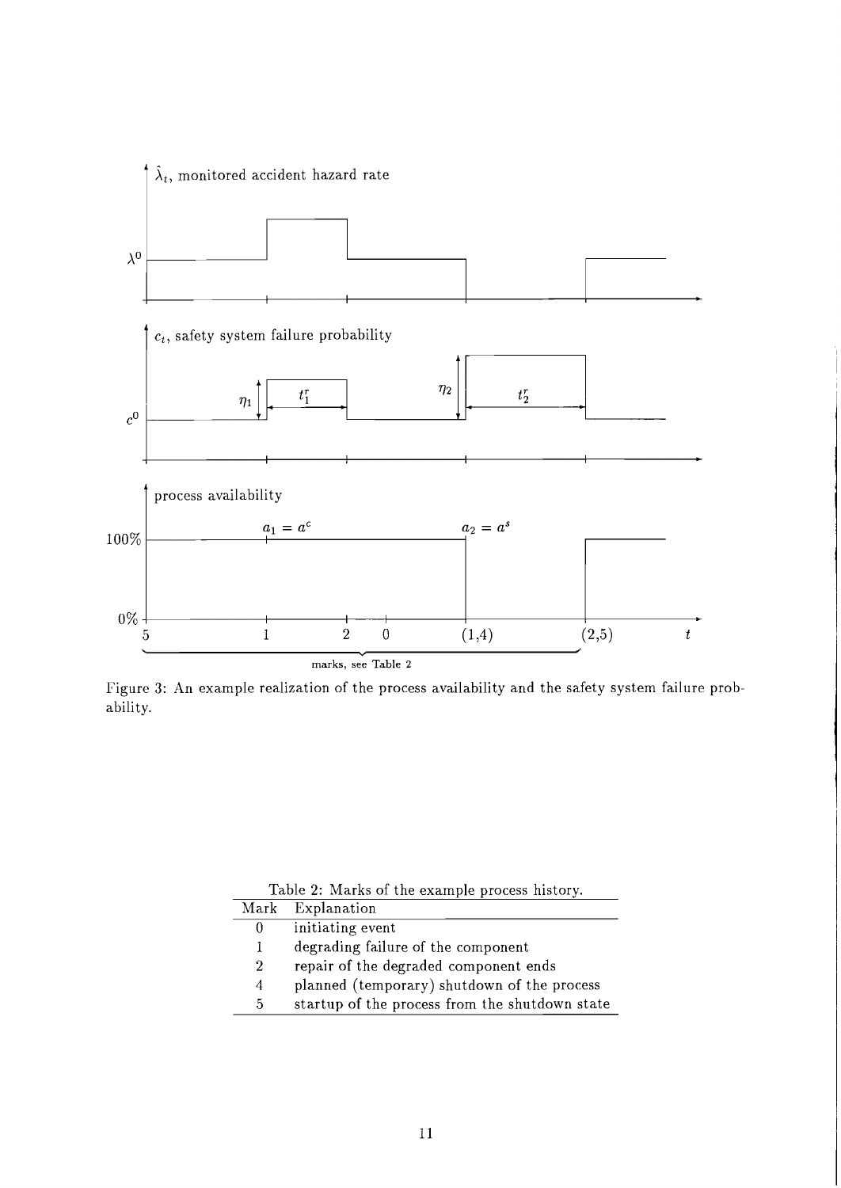Figure 3: An example realization of the process availability and the safety system failure probability.

Table 2: Marks of the example process history.

| Mark | Explanation |
|---|---|
| 0 | initiating event |
| 1 | degrading failure of the component |
| 2 | repair of the degraded component ends |
| 4 | planned (temporary) shutdown of the process |
| 5 | startup of the process from the shutdown state |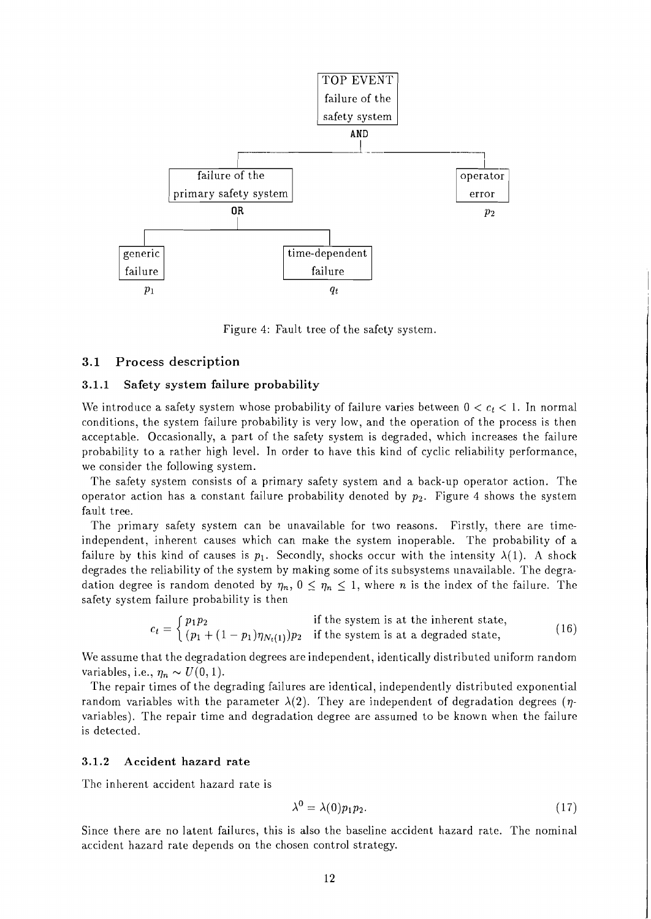TOP EVENT
failure of the
safety system

AND

| failure of the primary safety system (OR) | operator error $p_2$ |
|---|---|
| generic failure $p_1$ ; time-dependent failure $q_t$ | |

Figure 4: Fault tree of the safety system.

## 3.1 Process description

### 3.1.1 Safety system failure probability

We introduce a safety system whose probability of failure varies between $0 < c_t < 1$. In normal conditions, the system failure probability is very low, and the operation of the process is then acceptable. Occasionally, a part of the safety system is degraded, which increases the failure probability to a rather high level. In order to have this kind of cyclic reliability performance, we consider the following system.

The safety system consists of a primary safety system and a back-up operator action. The operator action has a constant failure probability denoted by $p_2$. Figure 4 shows the system fault tree.

The primary safety system can be unavailable for two reasons. Firstly, there are time-independent, inherent causes which can make the system inoperable. The probability of a failure by this kind of causes is $p_1$. Secondly, shocks occur with the intensity $\lambda(1)$. A shock degrades the reliability of the system by making some of its subsystems unavailable. The degradation degree is random denoted by $\eta_n$, $0 \leq \eta_n \leq 1$, where $n$ is the index of the failure. The safety system failure probability is then

$$c_t = \begin{cases} p_1 p_2 & \text{if the system is at the inherent state,} \\ (p_1 + (1 - p_1)\eta_{N_t(1)})p_2 & \text{if the system is at a degraded state,} \end{cases} \tag{16}$$

We assume that the degradation degrees are independent, identically distributed uniform random variables, i.e., $\eta_n \sim U(0, 1)$.

The repair times of the degrading failures are identical, independently distributed exponential random variables with the parameter $\lambda(2)$. They are independent of degradation degrees ($\eta$-variables). The repair time and degradation degree are assumed to be known when the failure is detected.

### 3.1.2 Accident hazard rate

The inherent accident hazard rate is

$$\lambda^0 = \lambda(0)p_1 p_2. \tag{17}$$

Since there are no latent failures, this is also the baseline accident hazard rate. The nominal accident hazard rate depends on the chosen control strategy.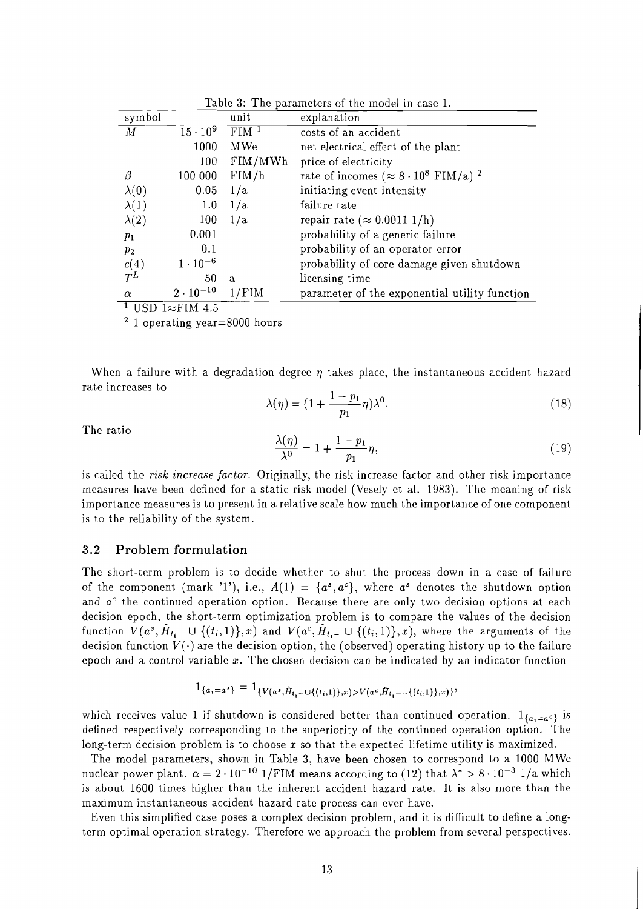Table 3: The parameters of the model in case 1.

| symbol | | unit | explanation |
|---|---|---|---|
| $M$ | $15 \cdot 10^9$ | FIM [1] | costs of an accident |
| | 1000 | MWe | net electrical effect of the plant |
| | 100 | FIM/MWh | price of electricity |
| $\beta$ | 100 000 | FIM/h | rate of incomes ($\approx 8 \cdot 10^8$ FIM/a) [2] |
| $\lambda(0)$ | 0.05 | 1/a | initiating event intensity |
| $\lambda(1)$ | 1.0 | 1/a | failure rate |
| $\lambda(2)$ | 100 | 1/a | repair rate ($\approx 0.0011$ 1/h) |
| $p_1$ | 0.001 | | probability of a generic failure |
| $p_2$ | 0.1 | | probability of an operator error |
| $c(4)$ | $1 \cdot 10^{-6}$ | | probability of core damage given shutdown |
| $T^L$ | 50 | a | licensing time |
| $\alpha$ | $2 \cdot 10^{-10}$ | 1/FIM | parameter of the exponential utility function |

[1] USD 1≈FIM 4.5

[2] 1 operating year=8000 hours

When a failure with a degradation degree $\eta$ takes place, the instantaneous accident hazard rate increases to

$$\lambda(\eta) = (1 + \frac{1-p_1}{p_1}\eta)\lambda^0. \tag{18}$$

The ratio

$$\frac{\lambda(\eta)}{\lambda^0} = 1 + \frac{1-p_1}{p_1}\eta, \tag{19}$$

is called the *risk increase factor*. Originally, the risk increase factor and other risk importance measures have been defined for a static risk model (Vesely et al. 1983). The meaning of risk importance measures is to present in a relative scale how much the importance of one component is to the reliability of the system.

### 3.2 Problem formulation

The short-term problem is to decide whether to shut the process down in a case of failure of the component (mark '1'), i.e., $A(1) = \{a^s, a^c\}$, where $a^s$ denotes the shutdown option and $a^c$ the continued operation option. Because there are only two decision options at each decision epoch, the short-term optimization problem is to compare the values of the decision function $V(a^s, \hat{H}_{t_i-} \cup \{(t_i, 1)\}, x)$ and $V(a^c, \hat{H}_{t_i-} \cup \{(t_i, 1)\}, x)$, where the arguments of the decision function $V(\cdot)$ are the decision option, the (observed) operating history up to the failure epoch and a control variable $x$. The chosen decision can be indicated by an indicator function

$$1_{\{a_i = a^s\}} = 1_{\{V(a^s, \hat{H}_{t_i-} \cup \{(t_i, 1)\}, x) > V(a^c, \hat{H}_{t_i-} \cup \{(t_i, 1)\}, x)\}},$$

which receives value 1 if shutdown is considered better than continued operation. $1_{\{a_i = a^c\}}$ is defined respectively corresponding to the superiority of the continued operation option. The long-term decision problem is to choose $x$ so that the expected lifetime utility is maximized.

The model parameters, shown in Table 3, have been chosen to correspond to a 1000 MWe nuclear power plant. $\alpha = 2 \cdot 10^{-10}$ 1/FIM means according to (12) that $\lambda^* > 8 \cdot 10^{-3}$ 1/a which is about 1600 times higher than the inherent accident hazard rate. It is also more than the maximum instantaneous accident hazard rate process can ever have.

Even this simplified case poses a complex decision problem, and it is difficult to define a long-term optimal operation strategy. Therefore we approach the problem from several perspectives.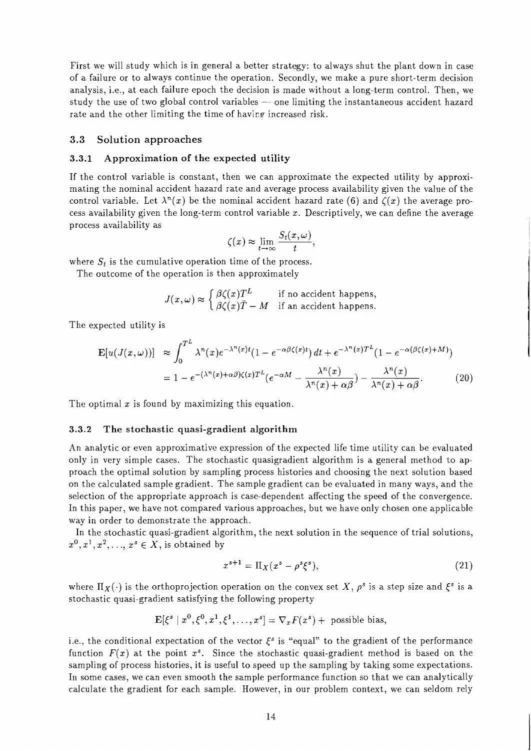First we will study which is in general a better strategy: to always shut the plant down in case of a failure or to always continue the operation. Secondly, we make a pure short-term decision analysis, i.e., at each failure epoch the decision is made without a long-term control. Then, we study the use of two global control variables — one limiting the instantaneous accident hazard rate and the other limiting the time of having increased risk.

## 3.3 Solution approaches

### 3.3.1 Approximation of the expected utility

If the control variable is constant, then we can approximate the expected utility by approximating the nominal accident hazard rate and average process availability given the value of the control variable. Let $\lambda^n(x)$ be the nominal accident hazard rate (6) and $\zeta(x)$ the average process availability given the long-term control variable $x$. Descriptively, we can define the average process availability as

$$\zeta(x) \approx \lim_{t\to\infty} \frac{S_t(x,\omega)}{t},$$

where $S_t$ is the cumulative operation time of the process.

The outcome of the operation is then approximately

$$J(x,\omega) \approx \begin{cases} \beta\zeta(x)T^L & \text{if no accident happens,} \\ \beta\zeta(x)\bar{T} - M & \text{if an accident happens.} \end{cases}$$

The expected utility is

$$\begin{aligned} \mathbf{E}[u(J(x,\omega))] &\approx \int_0^{T^L} \lambda^n(x)e^{-\lambda^n(x)t}(1-e^{-\alpha\beta\zeta(x)t})\,dt + e^{-\lambda^n(x)T^L}(1-e^{-\alpha(\beta\zeta(x)+M)}) \\ &= 1 - e^{-(\lambda^n(x)+\alpha\beta)\zeta(x)T^L}(e^{-\alpha M} - \frac{\lambda^n(x)}{\lambda^n(x)+\alpha\beta}) - \frac{\lambda^n(x)}{\lambda^n(x)+\alpha\beta}. \end{aligned} \tag{20}$$

The optimal $x$ is found by maximizing this equation.

### 3.3.2 The stochastic quasi-gradient algorithm

An analytic or even approximative expression of the expected life time utility can be evaluated only in very simple cases. The stochastic quasigradient algorithm is a general method to approach the optimal solution by sampling process histories and choosing the next solution based on the calculated sample gradient. The sample gradient can be evaluated in many ways, and the selection of the appropriate approach is case-dependent affecting the speed of the convergence. In this paper, we have not compared various approaches, but we have only chosen one applicable way in order to demonstrate the approach.

In the stochastic quasi-gradient algorithm, the next solution in the sequence of trial solutions, $x^0, x^1, x^2, \ldots, x^s \in X$, is obtained by

$$x^{s+1} = \Pi_X(x^s - \rho^s\xi^s), \tag{21}$$

where $\Pi_X(\cdot)$ is the orthoprojection operation on the convex set $X$, $\rho^s$ is a step size and $\xi^s$ is a stochastic quasi-gradient satisfying the following property

$$\mathbf{E}[\xi^s \mid x^0, \xi^0, x^1, \xi^1, \ldots, x^s] = \nabla_x F(x^s) + \text{ possible bias,}$$

i.e., the conditional expectation of the vector $\xi^s$ is "equal" to the gradient of the performance function $F(x)$ at the point $x^s$. Since the stochastic quasi-gradient method is based on the sampling of process histories, it is useful to speed up the sampling by taking some expectations. In some cases, we can even smooth the sample performance function so that we can analytically calculate the gradient for each sample. However, in our problem context, we can seldom rely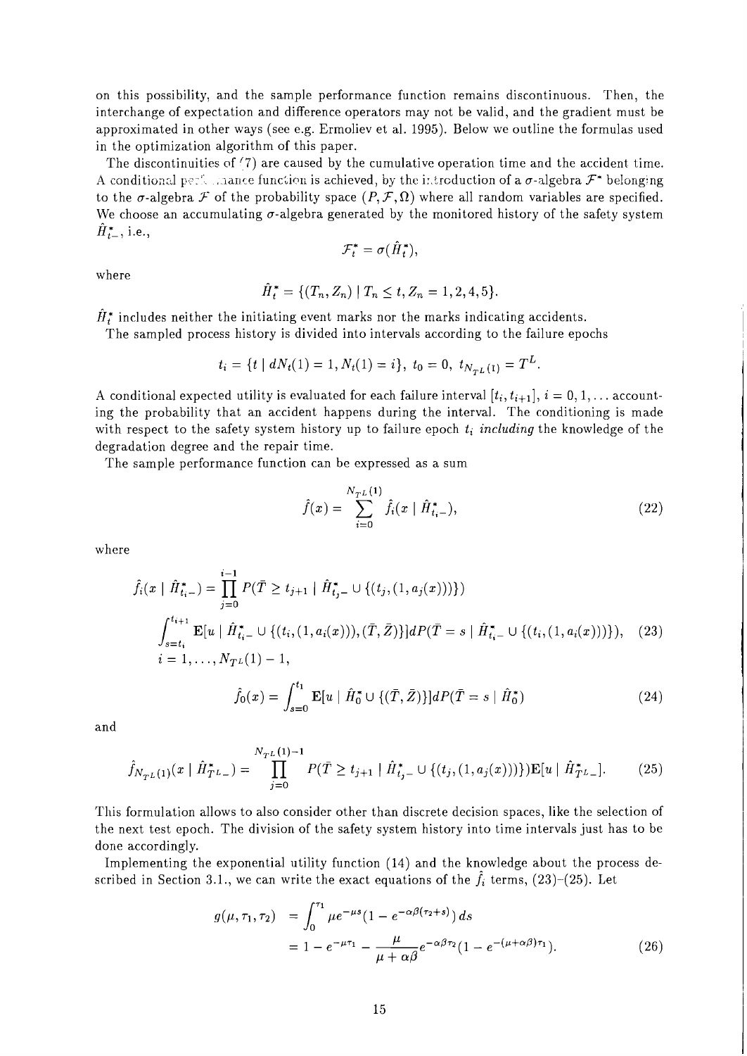on this possibility, and the sample performance function remains discontinuous. Then, the interchange of expectation and difference operators may not be valid, and the gradient must be approximated in other ways (see e.g. Ermoliev et al. 1995). Below we outline the formulas used in the optimization algorithm of this paper.

The discontinuities of (7) are caused by the cumulative operation time and the accident time. A conditional performance function is achieved, by the introduction of a $\sigma$-algebra $\mathcal{F}^*$ belonging to the $\sigma$-algebra $\mathcal{F}$ of the probability space $(P, \mathcal{F}, \Omega)$ where all random variables are specified. We choose an accumulating $\sigma$-algebra generated by the monitored history of the safety system $\hat{H}^*_{t-}$, i.e.,

$$\mathcal{F}^*_t = \sigma(\hat{H}^*_t),$$

where

$$\hat{H}^*_t = \{(T_n, Z_n) \mid T_n \leq t, Z_n = 1, 2, 4, 5\}.$$

$\hat{H}^*_t$ includes neither the initiating event marks nor the marks indicating accidents.

The sampled process history is divided into intervals according to the failure epochs

$$t_i = \{t \mid dN_t(1) = 1, N_t(1) = i\}, \; t_0 = 0, \; t_{N_{T^L}(1)} = T^L.$$

A conditional expected utility is evaluated for each failure interval $[t_i, t_{i+1}]$, $i = 0, 1, \ldots$ accounting the probability that an accident happens during the interval. The conditioning is made with respect to the safety system history up to failure epoch $t_i$ *including* the knowledge of the degradation degree and the repair time.

The sample performance function can be expressed as a sum

$$\hat{f}(x) = \sum_{i=0}^{N_{T^L}(1)} \hat{f}_i(x \mid \hat{H}^*_{t_i-}), \tag{22}$$

where

$$\begin{aligned}
\hat{f}_i(x \mid \hat{H}^*_{t_i-}) &= \prod_{j=0}^{i-1} P(\bar{T} \geq t_{j+1} \mid \hat{H}^*_{t_j-} \cup \{(t_j, (1, a_j(x)))\}) \\
&\int_{s=t_i}^{t_{i+1}} \mathbf{E}[u \mid \hat{H}^*_{t_i-} \cup \{(t_i, (1, a_i(x))), (\bar{T}, \bar{Z})\}] dP(\bar{T} = s \mid \hat{H}^*_{t_i-} \cup \{(t_i, (1, a_i(x)))\}), \quad (23) \\
&i = 1, \ldots, N_{T^L}(1) - 1,
\end{aligned}$$

$$\hat{f}_0(x) = \int_{s=0}^{t_1} \mathbf{E}[u \mid \hat{H}^*_0 \cup \{(\bar{T}, \bar{Z})\}] dP(\bar{T} = s \mid \hat{H}^*_0) \tag{24}$$

and

$$\hat{f}_{N_{T^L}(1)}(x \mid \hat{H}^*_{T^L-}) = \prod_{j=0}^{N_{T^L}(1)-1} P(\bar{T} \geq t_{j+1} \mid \hat{H}^*_{t_j-} \cup \{(t_j, (1, a_j(x)))\}) \mathbf{E}[u \mid \hat{H}^*_{T^L-}]. \tag{25}$$

This formulation allows to also consider other than discrete decision spaces, like the selection of the next test epoch. The division of the safety system history into time intervals just has to be done accordingly.

Implementing the exponential utility function (14) and the knowledge about the process described in Section 3.1., we can write the exact equations of the $\hat{f}_i$ terms, (23)-(25). Let

$$\begin{aligned}
g(\mu, \tau_1, \tau_2) &= \int_0^{\tau_1} \mu e^{-\mu s}(1 - e^{-\alpha\beta(\tau_2 + s)})\, ds \\
&= 1 - e^{-\mu\tau_1} - \frac{\mu}{\mu + \alpha\beta} e^{-\alpha\beta\tau_2}(1 - e^{-(\mu+\alpha\beta)\tau_1}).
\end{aligned} \tag{26}$$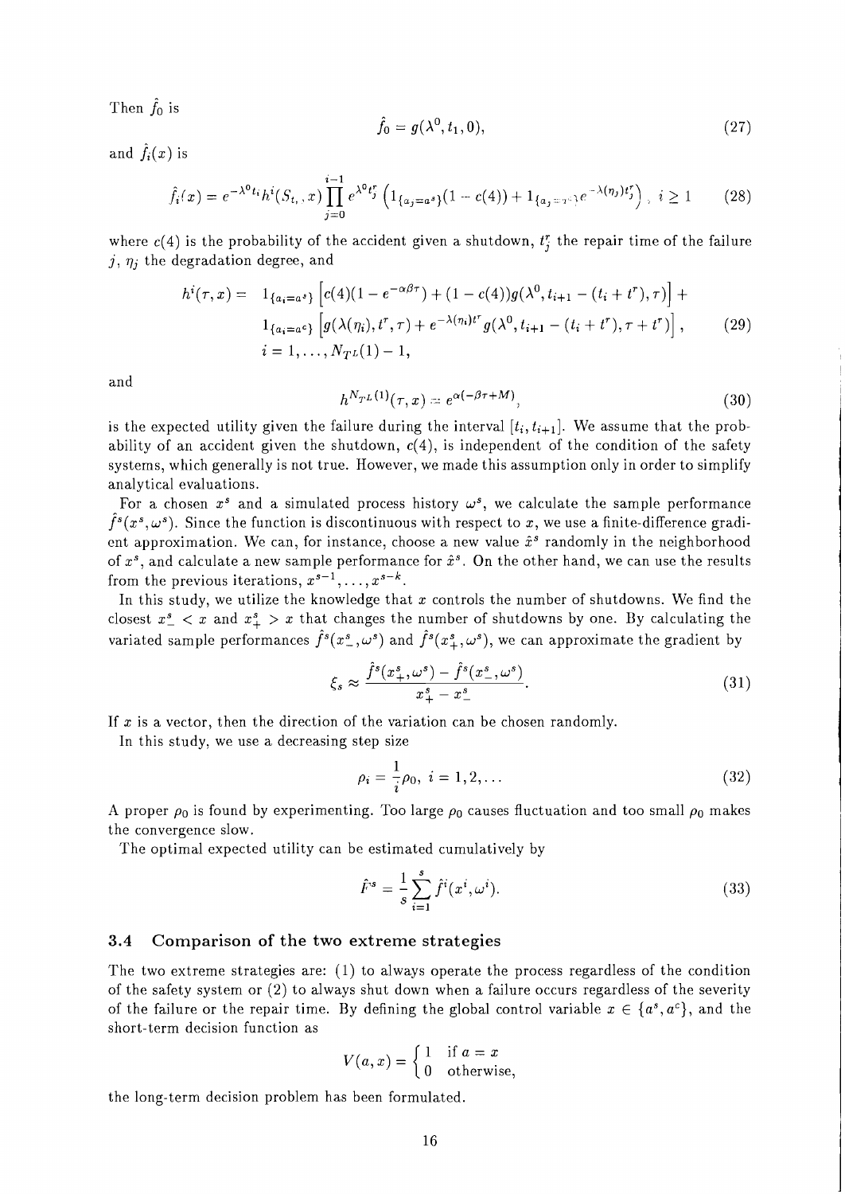Then $\hat{f}_0$ is

$$\hat{f}_0 = g(\lambda^0, t_1, 0), \tag{27}$$

and $\hat{f}_i(x)$ is

$$\hat{f}_i(x) = e^{-\lambda^0 t_i} h^i(S_{t_i}, x) \prod_{j=0}^{i-1} e^{\lambda^0 t_j^r} \left( 1_{\{a_j = a^s\}}(1 - c(4)) + 1_{\{a_j = a^c\}} e^{-\lambda(\eta_j) t_j^r} \right), \; i \geq 1 \tag{28}$$

where $c(4)$ is the probability of the accident given a shutdown, $t_j^r$ the repair time of the failure $j$, $\eta_j$ the degradation degree, and

$$\begin{aligned} h^i(\tau, x) = \;& 1_{\{a_i = a^s\}} \left[ c(4)(1 - e^{-\alpha\beta\tau}) + (1 - c(4)) g(\lambda^0, t_{i+1} - (t_i + t^r), \tau) \right] + \\ & 1_{\{a_i = a^c\}} \left[ g(\lambda(\eta_i), t^r, \tau) + e^{-\lambda(\eta_i) t^r} g(\lambda^0, t_{i+1} - (t_i + t^r), \tau + t^r) \right], \\ & i = 1, \ldots, N_{TL}(1) - 1, \end{aligned} \tag{29}$$

and

$$h^{N_{TL}(1)}(\tau, x) = e^{\alpha(-\beta\tau + M)}, \tag{30}$$

is the expected utility given the failure during the interval $[t_i, t_{i+1}]$. We assume that the probability of an accident given the shutdown, $c(4)$, is independent of the condition of the safety systems, which generally is not true. However, we made this assumption only in order to simplify analytical evaluations.

For a chosen $x^s$ and a simulated process history $\omega^s$, we calculate the sample performance $\hat{f}^s(x^s, \omega^s)$. Since the function is discontinuous with respect to $x$, we use a finite-difference gradient approximation. We can, for instance, choose a new value $\hat{x}^s$ randomly in the neighborhood of $x^s$, and calculate a new sample performance for $\hat{x}^s$. On the other hand, we can use the results from the previous iterations, $x^{s-1}, \ldots, x^{s-k}$.

In this study, we utilize the knowledge that $x$ controls the number of shutdowns. We find the closest $x_-^s < x$ and $x_+^s > x$ that changes the number of shutdowns by one. By calculating the variated sample performances $\hat{f}^s(x_-^s, \omega^s)$ and $\hat{f}^s(x_+^s, \omega^s)$, we can approximate the gradient by

$$\xi_s \approx \frac{\hat{f}^s(x_+^s, \omega^s) - \hat{f}^s(x_-^s, \omega^s)}{x_+^s - x_-^s}. \tag{31}$$

If $x$ is a vector, then the direction of the variation can be chosen randomly.

In this study, we use a decreasing step size

$$\rho_i = \frac{1}{i}\rho_0, \; i = 1, 2, \ldots \tag{32}$$

A proper $\rho_0$ is found by experimenting. Too large $\rho_0$ causes fluctuation and too small $\rho_0$ makes the convergence slow.

The optimal expected utility can be estimated cumulatively by

$$\hat{F}^s = \frac{1}{s} \sum_{i=1}^{s} \hat{f}^i(x^i, \omega^i). \tag{33}$$

### 3.4 Comparison of the two extreme strategies

The two extreme strategies are: (1) to always operate the process regardless of the condition of the safety system or (2) to always shut down when a failure occurs regardless of the severity of the failure or the repair time. By defining the global control variable $x \in \{a^s, a^c\}$, and the short-term decision function as

$$V(a, x) = \begin{cases} 1 & \text{if } a = x \\ 0 & \text{otherwise,} \end{cases}$$

the long-term decision problem has been formulated.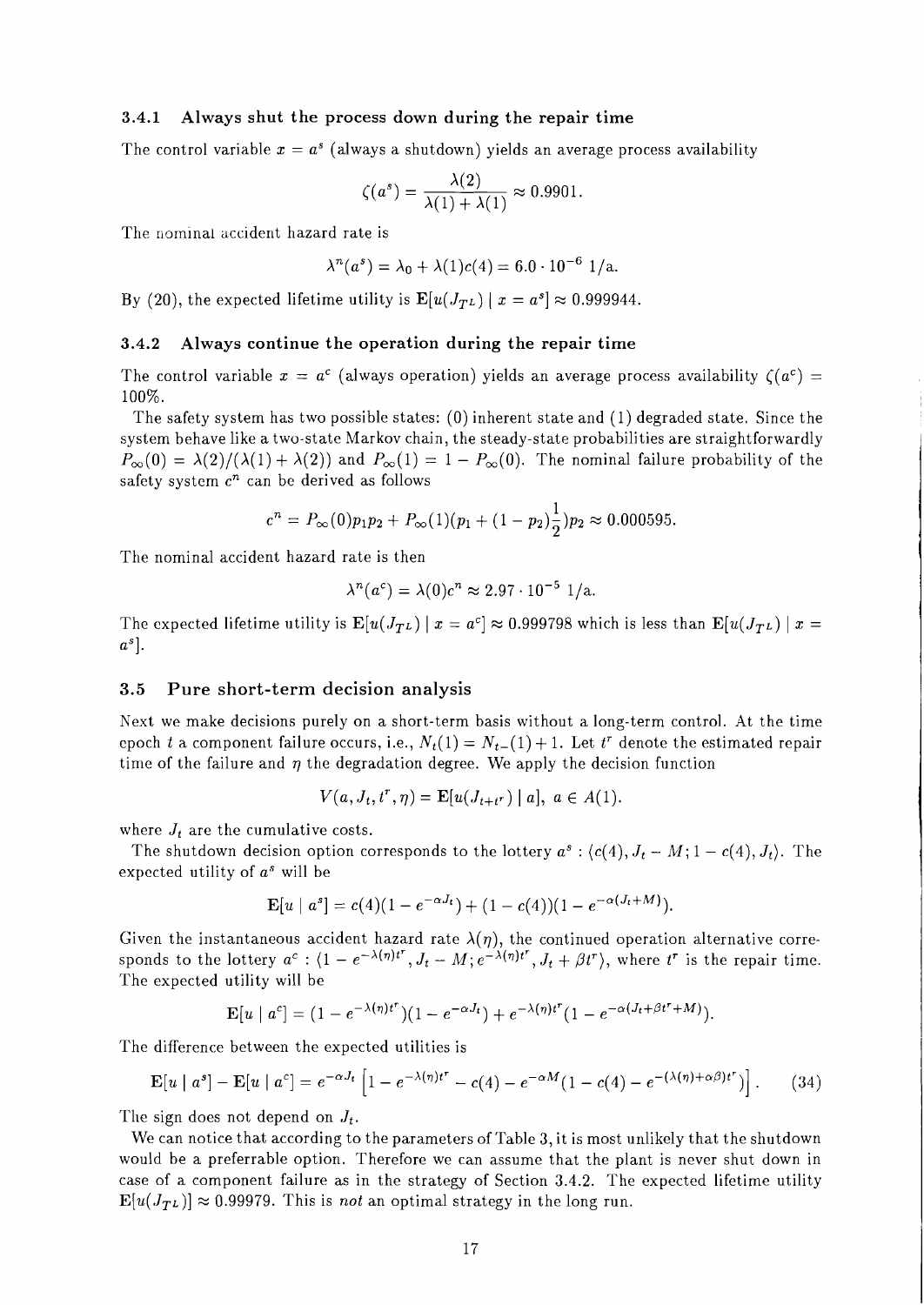### 3.4.1 Always shut the process down during the repair time

The control variable $x = a^s$ (always a shutdown) yields an average process availability

$$\zeta(a^s) = \frac{\lambda(2)}{\lambda(1) + \lambda(1)} \approx 0.9901.$$

The nominal accident hazard rate is

$$\lambda^n(a^s) = \lambda_0 + \lambda(1)c(4) = 6.0 \cdot 10^{-6} \text{ 1/a.}$$

By (20), the expected lifetime utility is $\mathbf{E}[u(J_{TL}) \mid x = a^s] \approx 0.999944$.

### 3.4.2 Always continue the operation during the repair time

The control variable $x = a^c$ (always operation) yields an average process availability $\zeta(a^c) = 100\%$.

The safety system has two possible states: (0) inherent state and (1) degraded state. Since the system behave like a two-state Markov chain, the steady-state probabilities are straightforwardly $P_\infty(0) = \lambda(2)/(\lambda(1) + \lambda(2))$ and $P_\infty(1) = 1 - P_\infty(0)$. The nominal failure probability of the safety system $c^n$ can be derived as follows

$$c^n = P_\infty(0)p_1p_2 + P_\infty(1)(p_1 + (1 - p_2)\frac{1}{2})p_2 \approx 0.000595.$$

The nominal accident hazard rate is then

$$\lambda^n(a^c) = \lambda(0)c^n \approx 2.97 \cdot 10^{-5} \text{ 1/a.}$$

The expected lifetime utility is $\mathbf{E}[u(J_{TL}) \mid x = a^c] \approx 0.999798$ which is less than $\mathbf{E}[u(J_{TL}) \mid x = a^s]$.

## 3.5 Pure short-term decision analysis

Next we make decisions purely on a short-term basis without a long-term control. At the time epoch $t$ a component failure occurs, i.e., $N_t(1) = N_{t-}(1) + 1$. Let $t^r$ denote the estimated repair time of the failure and $\eta$ the degradation degree. We apply the decision function

$$V(a, J_t, t^r, \eta) = \mathbf{E}[u(J_{t+t^r}) \mid a], \; a \in A(1).$$

where $J_t$ are the cumulative costs.

The shutdown decision option corresponds to the lottery $a^s : \langle c(4), J_t - M; 1 - c(4), J_t \rangle$. The expected utility of $a^s$ will be

$$\mathbf{E}[u \mid a^s] = c(4)(1 - e^{-\alpha J_t}) + (1 - c(4))(1 - e^{-\alpha(J_t + M)}).$$

Given the instantaneous accident hazard rate $\lambda(\eta)$, the continued operation alternative corresponds to the lottery $a^c : \langle 1 - e^{-\lambda(\eta)t^r}, J_t - M; e^{-\lambda(\eta)t^r}, J_t + \beta t^r \rangle$, where $t^r$ is the repair time. The expected utility will be

$$\mathbf{E}[u \mid a^c] = (1 - e^{-\lambda(\eta)t^r})(1 - e^{-\alpha J_t}) + e^{-\lambda(\eta)t^r}(1 - e^{-\alpha(J_t + \beta t^r + M)}).$$

The difference between the expected utilities is

$$\mathbf{E}[u \mid a^s] - \mathbf{E}[u \mid a^c] = e^{-\alpha J_t}\left[1 - e^{-\lambda(\eta)t^r} - c(4) - e^{-\alpha M}(1 - c(4) - e^{-(\lambda(\eta) + \alpha\beta)t^r})\right]. \quad (34)$$

The sign does not depend on $J_t$.

We can notice that according to the parameters of Table 3, it is most unlikely that the shutdown would be a preferrable option. Therefore we can assume that the plant is never shut down in case of a component failure as in the strategy of Section 3.4.2. The expected lifetime utility $\mathbf{E}[u(J_{TL})] \approx 0.99979$. This is *not* an optimal strategy in the long run.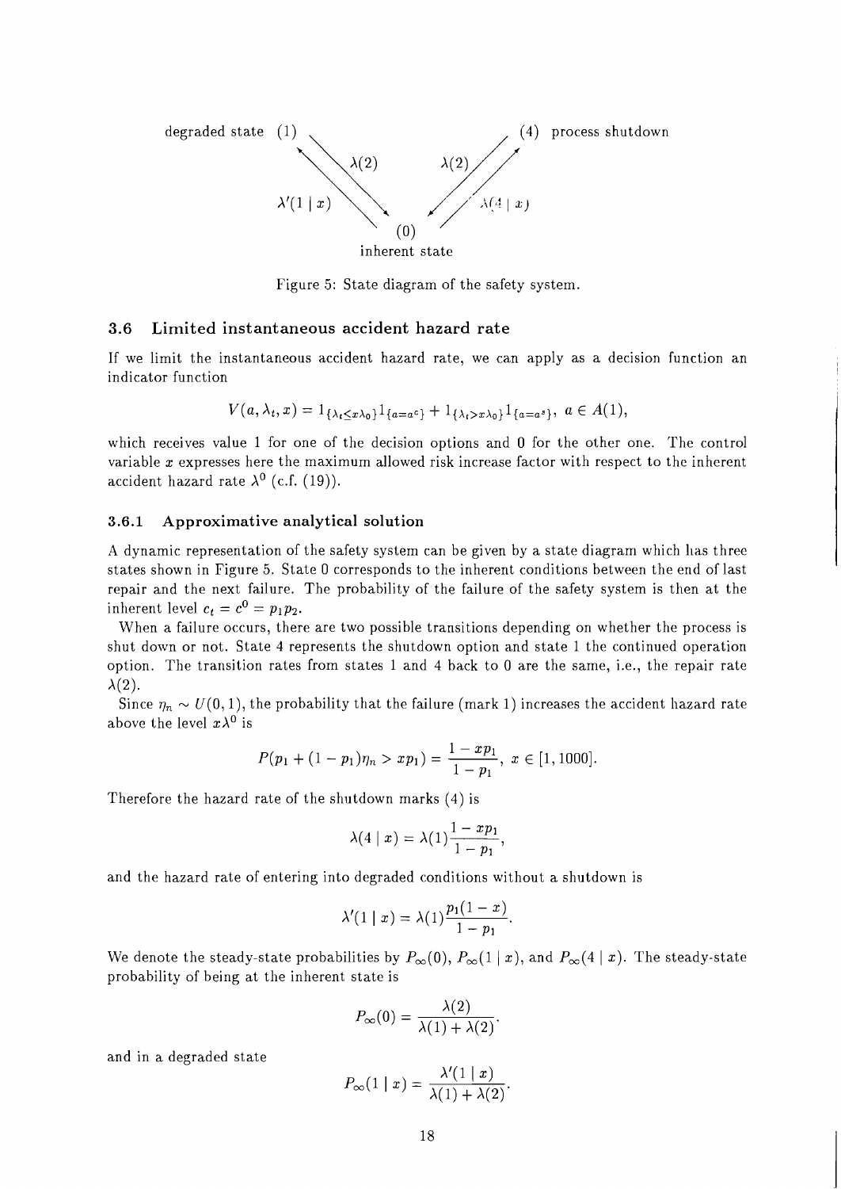degraded state (1) — (4) process shutdown

$\lambda(2)$ $\lambda(2)$

$\lambda'(1 \mid x)$ $\lambda(4 \mid x)$

(0)

inherent state

Figure 5: State diagram of the safety system.

### 3.6 Limited instantaneous accident hazard rate

If we limit the instantaneous accident hazard rate, we can apply as a decision function an indicator function

$$V(a, \lambda_t, x) = 1_{\{\lambda_t \leq x\lambda_0\}} 1_{\{a=a^c\}} + 1_{\{\lambda_t > x\lambda_0\}} 1_{\{a=a^s\}}, \ a \in A(1),$$

which receives value 1 for one of the decision options and 0 for the other one. The control variable $x$ expresses here the maximum allowed risk increase factor with respect to the inherent accident hazard rate $\lambda^0$ (c.f. (19)).

#### 3.6.1 Approximative analytical solution

A dynamic representation of the safety system can be given by a state diagram which has three states shown in Figure 5. State 0 corresponds to the inherent conditions between the end of last repair and the next failure. The probability of the failure of the safety system is then at the inherent level $c_t = c^0 = p_1 p_2$.

When a failure occurs, there are two possible transitions depending on whether the process is shut down or not. State 4 represents the shutdown option and state 1 the continued operation option. The transition rates from states 1 and 4 back to 0 are the same, i.e., the repair rate $\lambda(2)$.

Since $\eta_n \sim U(0, 1)$, the probability that the failure (mark 1) increases the accident hazard rate above the level $x\lambda^0$ is

$$P(p_1 + (1 - p_1)\eta_n > xp_1) = \frac{1 - xp_1}{1 - p_1}, \ x \in [1, 1000].$$

Therefore the hazard rate of the shutdown marks (4) is

$$\lambda(4 \mid x) = \lambda(1)\frac{1 - xp_1}{1 - p_1},$$

and the hazard rate of entering into degraded conditions without a shutdown is

$$\lambda'(1 \mid x) = \lambda(1)\frac{p_1(1 - x)}{1 - p_1}.$$

We denote the steady-state probabilities by $P_\infty(0)$, $P_\infty(1 \mid x)$, and $P_\infty(4 \mid x)$. The steady-state probability of being at the inherent state is

$$P_\infty(0) = \frac{\lambda(2)}{\lambda(1) + \lambda(2)}.$$

and in a degraded state

$$P_\infty(1 \mid x) = \frac{\lambda'(1 \mid x)}{\lambda(1) + \lambda(2)}.$$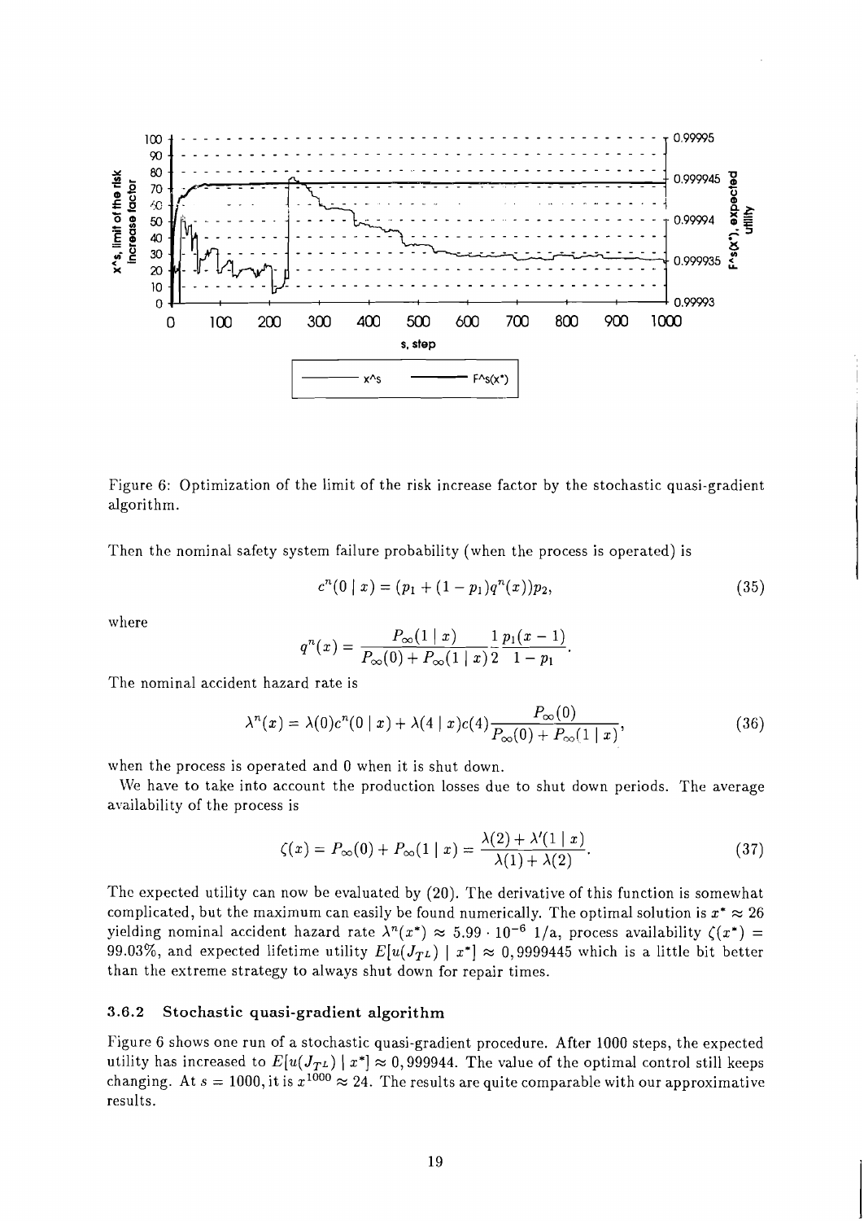Figure 6: Optimization of the limit of the risk increase factor by the stochastic quasi-gradient algorithm.

Then the nominal safety system failure probability (when the process is operated) is

$$c^n(0 \mid x) = (p_1 + (1 - p_1)q^n(x))p_2, \tag{35}$$

where

$$q^n(x) = \frac{P_\infty(1 \mid x)}{P_\infty(0) + P_\infty(1 \mid x)} \frac{1}{2} \frac{p_1(x-1)}{1 - p_1}.$$

The nominal accident hazard rate is

$$\lambda^n(x) = \lambda(0)c^n(0 \mid x) + \lambda(4 \mid x)c(4)\frac{P_\infty(0)}{P_\infty(0) + P_\infty(1 \mid x)}, \tag{36}$$

when the process is operated and 0 when it is shut down.

We have to take into account the production losses due to shut down periods. The average availability of the process is

$$\zeta(x) = P_\infty(0) + P_\infty(1 \mid x) = \frac{\lambda(2) + \lambda'(1 \mid x)}{\lambda(1) + \lambda(2)}. \tag{37}$$

The expected utility can now be evaluated by (20). The derivative of this function is somewhat complicated, but the maximum can easily be found numerically. The optimal solution is $x^* \approx 26$ yielding nominal accident hazard rate $\lambda^n(x^*) \approx 5.99 \cdot 10^{-6}$ 1/a, process availability $\zeta(x^*) =$ 99.03%, and expected lifetime utility $E[u(J_{TL}) \mid x^*] \approx 0,9999445$ which is a little bit better than the extreme strategy to always shut down for repair times.

### 3.6.2 Stochastic quasi-gradient algorithm

Figure 6 shows one run of a stochastic quasi-gradient procedure. After 1000 steps, the expected utility has increased to $E[u(J_{TL}) \mid x^*] \approx 0,999944$. The value of the optimal control still keeps changing. At $s = 1000$, it is $x^{1000} \approx 24$. The results are quite comparable with our approximative results.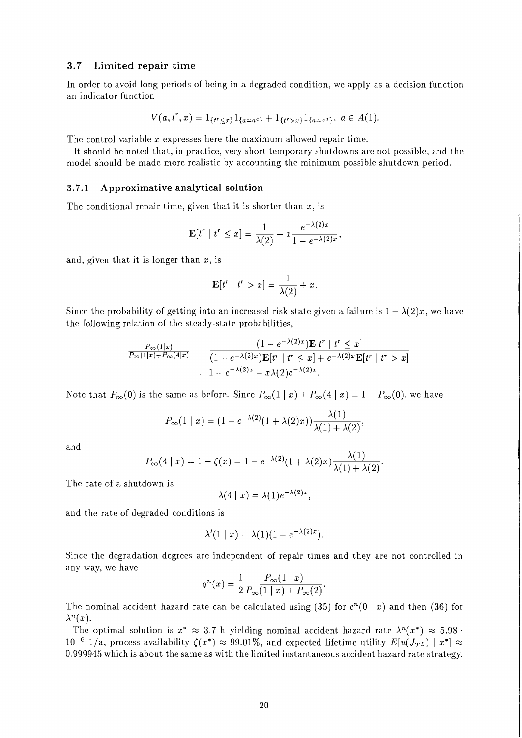### 3.7 Limited repair time

In order to avoid long periods of being in a degraded condition, we apply as a decision function an indicator function

$$V(a, t^r, x) = 1_{\{t^r \leq x\}} 1_{\{a = a^c\}} + 1_{\{t^r > x\}} 1_{\{a = a^s\}}, \; a \in A(1).$$

The control variable $x$ expresses here the maximum allowed repair time.

It should be noted that, in practice, very short temporary shutdowns are not possible, and the model should be made more realistic by accounting the minimum possible shutdown period.

#### 3.7.1 Approximative analytical solution

The conditional repair time, given that it is shorter than $x$, is

$$\mathbf{E}[t^r \mid t^r \leq x] = \frac{1}{\lambda(2)} - x \frac{e^{-\lambda(2)x}}{1 - e^{-\lambda(2)x}},$$

and, given that it is longer than $x$, is

$$\mathbf{E}[t^r \mid t^r > x] = \frac{1}{\lambda(2)} + x.$$

Since the probability of getting into an increased risk state given a failure is $1 - \lambda(2)x$, we have the following relation of the steady-state probabilities,

$$\begin{aligned} \frac{P_\infty(1|x)}{P_\infty(1|x)+P_\infty(4|x)} &= \frac{(1 - e^{-\lambda(2)x})\mathbf{E}[t^r \mid t^r \leq x]}{(1 - e^{-\lambda(2)x})\mathbf{E}[t^r \mid t^r \leq x] + e^{-\lambda(2)x}\mathbf{E}[t^r \mid t^r > x]} \\ &= 1 - e^{-\lambda(2)x} - x\lambda(2)e^{-\lambda(2)x}. \end{aligned}$$

Note that $P_\infty(0)$ is the same as before. Since $P_\infty(1 \mid x) + P_\infty(4 \mid x) = 1 - P_\infty(0)$, we have

$$P_\infty(1 \mid x) = (1 - e^{-\lambda(2)}(1 + \lambda(2)x))\frac{\lambda(1)}{\lambda(1) + \lambda(2)},$$

and

$$P_\infty(4 \mid x) = 1 - \zeta(x) = 1 - e^{-\lambda(2)}(1 + \lambda(2)x)\frac{\lambda(1)}{\lambda(1) + \lambda(2)}.$$

The rate of a shutdown is

$$\lambda(4 \mid x) = \lambda(1)e^{-\lambda(2)x},$$

and the rate of degraded conditions is

$$\lambda'(1 \mid x) = \lambda(1)(1 - e^{-\lambda(2)x}).$$

Since the degradation degrees are independent of repair times and they are not controlled in any way, we have

$$q^n(x) = \frac{1}{2}\frac{P_\infty(1 \mid x)}{P_\infty(1 \mid x) + P_\infty(2)}.$$

The nominal accident hazard rate can be calculated using (35) for $c^n(0 \mid x)$ and then (36) for $\lambda^n(x)$.

The optimal solution is $x^* \approx 3.7$ h yielding nominal accident hazard rate $\lambda^n(x^*) \approx 5.98 \cdot 10^{-6}$ 1/a, process availability $\zeta(x^*) \approx 99.01\%$, and expected lifetime utility $E[u(J_{TL}) \mid x^*] \approx 0.999945$ which is about the same as with the limited instantaneous accident hazard rate strategy.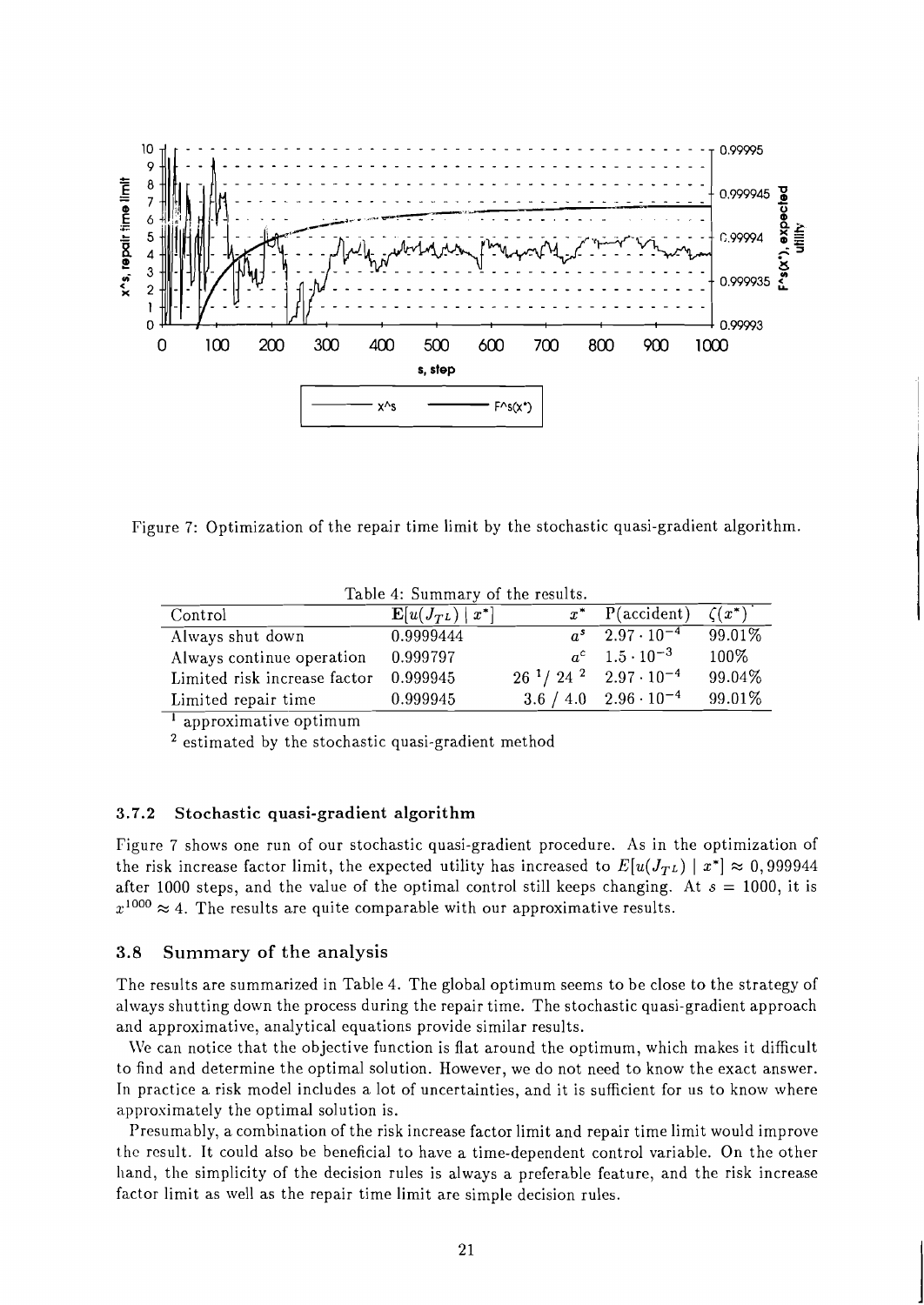Figure 7: Optimization of the repair time limit by the stochastic quasi-gradient algorithm.

Table 4: Summary of the results.

| Control | $\mathbf{E}[u(J_{TL}) \mid x^*]$ | $x^*$ | P(accident) | $\zeta(x^*)$ |
|---|---|---|---|---|
| Always shut down | 0.9999444 | $a^s$ | $2.97 \cdot 10^{-4}$ | 99.01% |
| Always continue operation | 0.999797 | $a^c$ | $1.5 \cdot 10^{-3}$ | 100% |
| Limited risk increase factor | 0.999945 | 26 [1] / 24 [2] | $2.97 \cdot 10^{-4}$ | 99.04% |
| Limited repair time | 0.999945 | 3.6 / 4.0 | $2.96 \cdot 10^{-4}$ | 99.01% |

[1] approximative optimum

[2] estimated by the stochastic quasi-gradient method

### 3.7.2 Stochastic quasi-gradient algorithm

Figure 7 shows one run of our stochastic quasi-gradient procedure. As in the optimization of the risk increase factor limit, the expected utility has increased to $E[u(J_{TL}) \mid x^*] \approx 0,999944$ after 1000 steps, and the value of the optimal control still keeps changing. At $s = 1000$, it is $x^{1000} \approx 4$. The results are quite comparable with our approximative results.

## 3.8 Summary of the analysis

The results are summarized in Table 4. The global optimum seems to be close to the strategy of always shutting down the process during the repair time. The stochastic quasi-gradient approach and approximative, analytical equations provide similar results.

We can notice that the objective function is flat around the optimum, which makes it difficult to find and determine the optimal solution. However, we do not need to know the exact answer. In practice a risk model includes a lot of uncertainties, and it is sufficient for us to know where approximately the optimal solution is.

Presumably, a combination of the risk increase factor limit and repair time limit would improve the result. It could also be beneficial to have a time-dependent control variable. On the other hand, the simplicity of the decision rules is always a preferable feature, and the risk increase factor limit as well as the repair time limit are simple decision rules.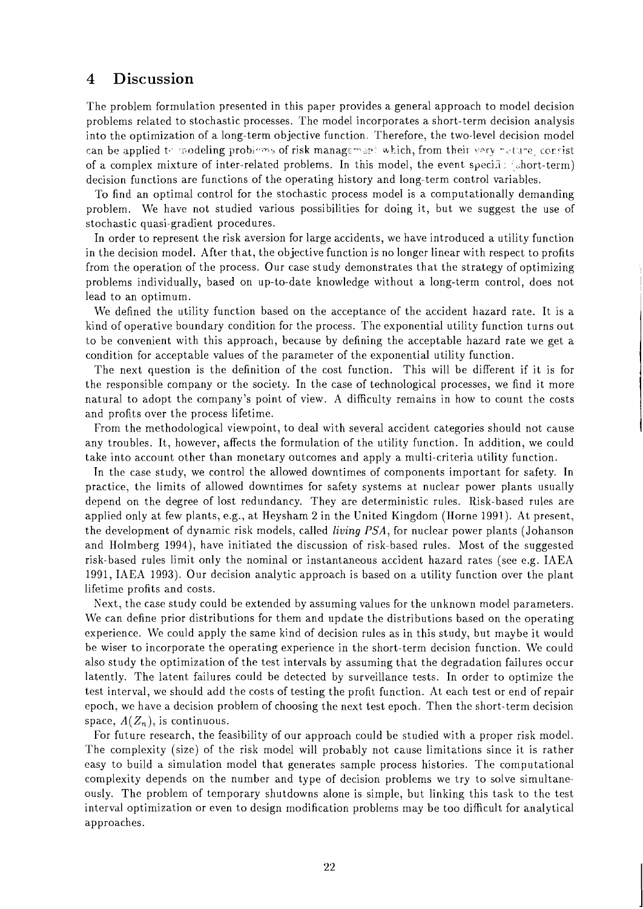## 4 Discussion

The problem formulation presented in this paper provides a general approach to model decision problems related to stochastic processes. The model incorporates a short-term decision analysis into the optimization of a long-term objective function. Therefore, the two-level decision model can be applied to modeling problems of risk management which, from their very nature, consist of a complex mixture of inter-related problems. In this model, the event specific (short-term) decision functions are functions of the operating history and long-term control variables.

To find an optimal control for the stochastic process model is a computationally demanding problem. We have not studied various possibilities for doing it, but we suggest the use of stochastic quasi-gradient procedures.

In order to represent the risk aversion for large accidents, we have introduced a utility function in the decision model. After that, the objective function is no longer linear with respect to profits from the operation of the process. Our case study demonstrates that the strategy of optimizing problems individually, based on up-to-date knowledge without a long-term control, does not lead to an optimum.

We defined the utility function based on the acceptance of the accident hazard rate. It is a kind of operative boundary condition for the process. The exponential utility function turns out to be convenient with this approach, because by defining the acceptable hazard rate we get a condition for acceptable values of the parameter of the exponential utility function.

The next question is the definition of the cost function. This will be different if it is for the responsible company or the society. In the case of technological processes, we find it more natural to adopt the company's point of view. A difficulty remains in how to count the costs and profits over the process lifetime.

From the methodological viewpoint, to deal with several accident categories should not cause any troubles. It, however, affects the formulation of the utility function. In addition, we could take into account other than monetary outcomes and apply a multi-criteria utility function.

In the case study, we control the allowed downtimes of components important for safety. In practice, the limits of allowed downtimes for safety systems at nuclear power plants usually depend on the degree of lost redundancy. They are deterministic rules. Risk-based rules are applied only at few plants, e.g., at Heysham 2 in the United Kingdom (Horne 1991). At present, the development of dynamic risk models, called *living PSA*, for nuclear power plants (Johanson and Holmberg 1994), have initiated the discussion of risk-based rules. Most of the suggested risk-based rules limit only the nominal or instantaneous accident hazard rates (see e.g. IAEA 1991, IAEA 1993). Our decision analytic approach is based on a utility function over the plant lifetime profits and costs.

Next, the case study could be extended by assuming values for the unknown model parameters. We can define prior distributions for them and update the distributions based on the operating experience. We could apply the same kind of decision rules as in this study, but maybe it would be wiser to incorporate the operating experience in the short-term decision function. We could also study the optimization of the test intervals by assuming that the degradation failures occur latently. The latent failures could be detected by surveillance tests. In order to optimize the test interval, we should add the costs of testing the profit function. At each test or end of repair epoch, we have a decision problem of choosing the next test epoch. Then the short-term decision space, $A(Z_n)$, is continuous.

For future research, the feasibility of our approach could be studied with a proper risk model. The complexity (size) of the risk model will probably not cause limitations since it is rather easy to build a simulation model that generates sample process histories. The computational complexity depends on the number and type of decision problems we try to solve simultaneously. The problem of temporary shutdowns alone is simple, but linking this task to the test interval optimization or even to design modification problems may be too difficult for analytical approaches.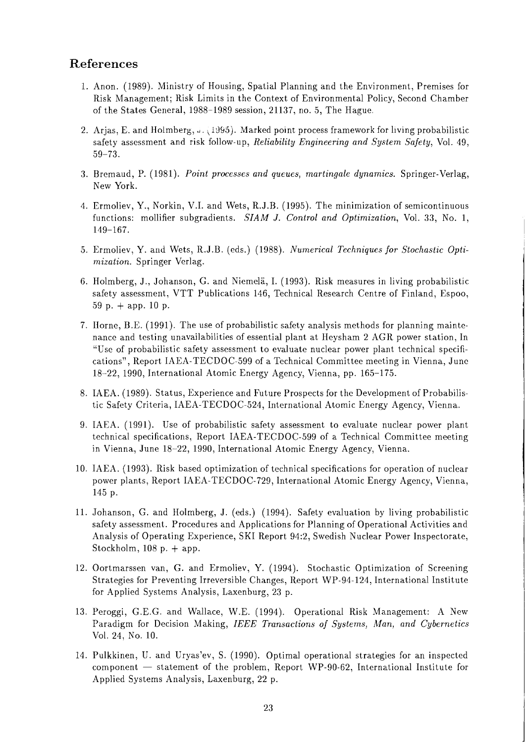## References

1. Anon. (1989). Ministry of Housing, Spatial Planning and the Environment, Premises for Risk Management; Risk Limits in the Context of Environmental Policy, Second Chamber of the States General, 1988–1989 session, 21137, no. 5, The Hague.

2. Arjas, E. and Holmberg, J. (1995). Marked point process framework for living probabilistic safety assessment and risk follow-up, *Reliability Engineering and System Safety*, Vol. 49, 59–73.

3. Bremaud, P. (1981). *Point processes and queues, martingale dynamics.* Springer-Verlag, New York.

4. Ermoliev, Y., Norkin, V.I. and Wets, R.J.B. (1995). The minimization of semicontinuous functions: mollifier subgradients. *SIAM J. Control and Optimization*, Vol. 33, No. 1, 149–167.

5. Ermoliev, Y. and Wets, R.J.B. (eds.) (1988). *Numerical Techniques for Stochastic Optimization.* Springer Verlag.

6. Holmberg, J., Johanson, G. and Niemelä, I. (1993). Risk measures in living probabilistic safety assessment, VTT Publications 146, Technical Research Centre of Finland, Espoo, 59 p. + app. 10 p.

7. Horne, B.E. (1991). The use of probabilistic safety analysis methods for planning maintenance and testing unavailabilities of essential plant at Heysham 2 AGR power station, In "Use of probabilistic safety assessment to evaluate nuclear power plant technical specifications", Report IAEA-TECDOC-599 of a Technical Committee meeting in Vienna, June 18–22, 1990, International Atomic Energy Agency, Vienna, pp. 165–175.

8. IAEA. (1989). Status, Experience and Future Prospects for the Development of Probabilistic Safety Criteria, IAEA-TECDOC-524, International Atomic Energy Agency, Vienna.

9. IAEA. (1991). Use of probabilistic safety assessment to evaluate nuclear power plant technical specifications, Report IAEA-TECDOC-599 of a Technical Committee meeting in Vienna, June 18–22, 1990, International Atomic Energy Agency, Vienna.

10. IAEA. (1993). Risk based optimization of technical specifications for operation of nuclear power plants, Report IAEA-TECDOC-729, International Atomic Energy Agency, Vienna, 145 p.

11. Johanson, G. and Holmberg, J. (eds.) (1994). Safety evaluation by living probabilistic safety assessment. Procedures and Applications for Planning of Operational Activities and Analysis of Operating Experience, SKI Report 94:2, Swedish Nuclear Power Inspectorate, Stockholm, 108 p. + app.

12. Oortmarssen van, G. and Ermoliev, Y. (1994). Stochastic Optimization of Screening Strategies for Preventing Irreversible Changes, Report WP-94-124, International Institute for Applied Systems Analysis, Laxenburg, 23 p.

13. Peroggi, G.E.G. and Wallace, W.E. (1994). Operational Risk Management: A New Paradigm for Decision Making, *IEEE Transactions of Systems, Man, and Cybernetics* Vol. 24, No. 10.

14. Pulkkinen, U. and Uryas'ev, S. (1990). Optimal operational strategies for an inspected component — statement of the problem, Report WP-90-62, International Institute for Applied Systems Analysis, Laxenburg, 22 p.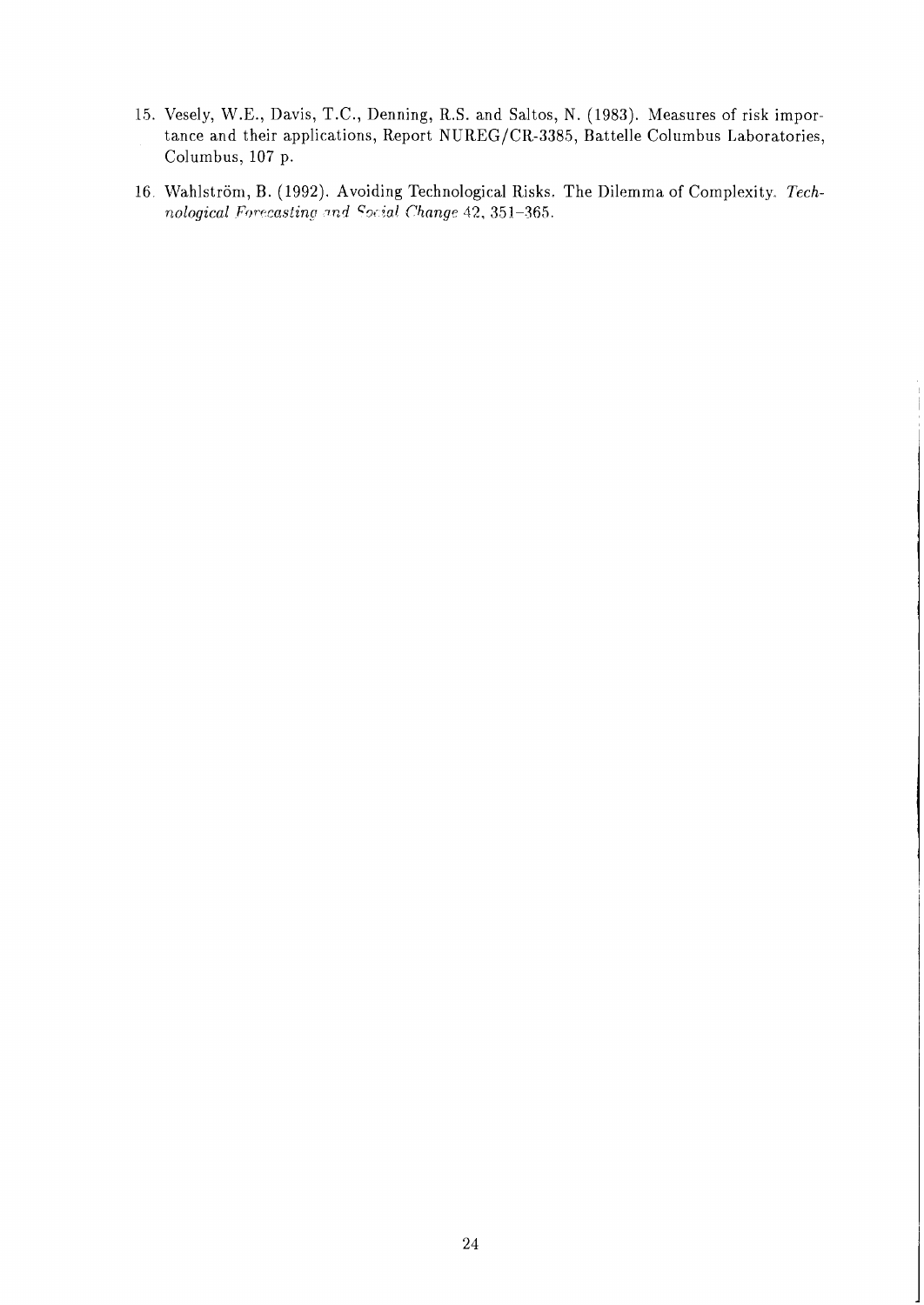15. Vesely, W.E., Davis, T.C., Denning, R.S. and Saltos, N. (1983). Measures of risk importance and their applications, Report NUREG/CR-3385, Battelle Columbus Laboratories, Columbus, 107 p.

16. Wahlström, B. (1992). Avoiding Technological Risks. The Dilemma of Complexity. *Technological Forecasting and Social Change* 42, 351–365.